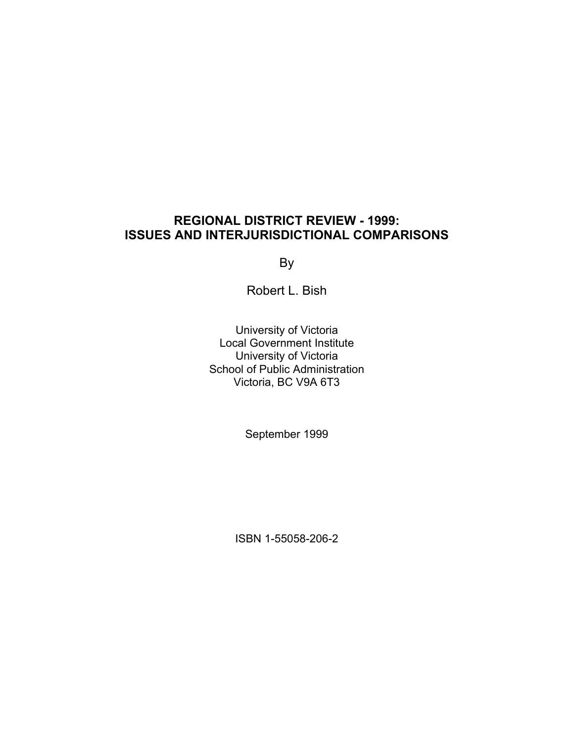# REGIONAL DISTRICT REVIEW - 1999: ISSUES AND INTERJURISDICTIONAL COMPARISONS

By

Robert L. Bish

University of Victoria
Local Government Institute
University of Victoria
School of Public Administration
Victoria, BC V9A 6T3

September 1999

ISBN 1-55058-206-2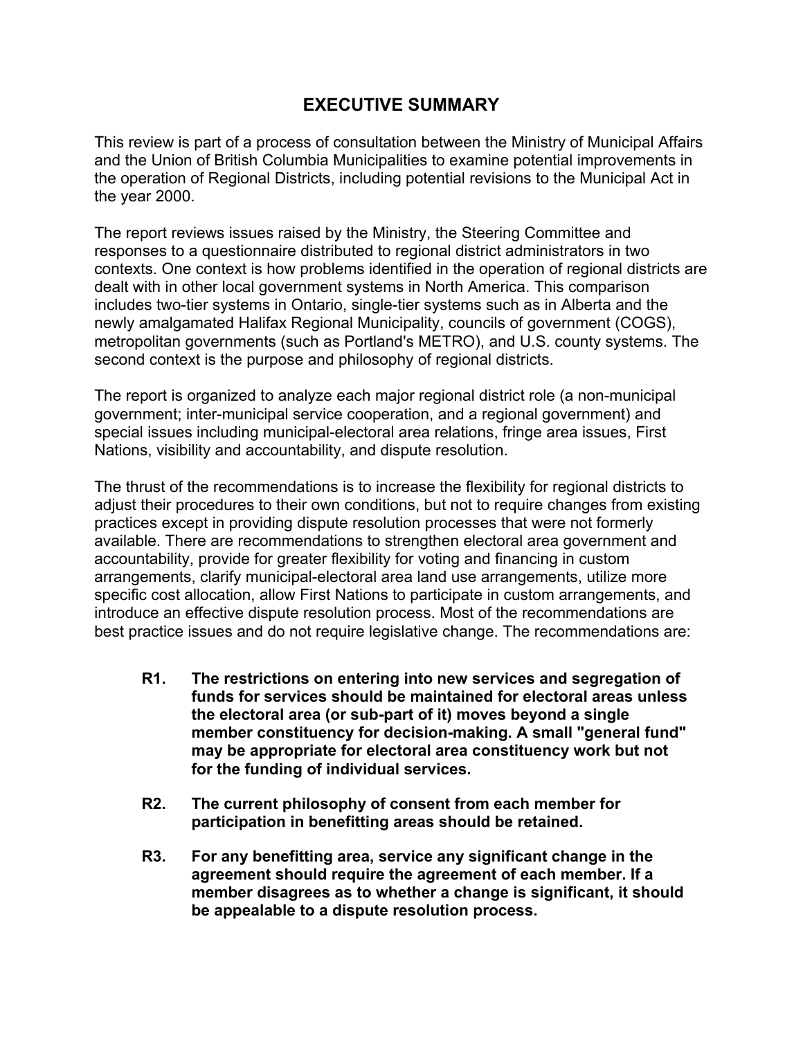# EXECUTIVE SUMMARY

This review is part of a process of consultation between the Ministry of Municipal Affairs and the Union of British Columbia Municipalities to examine potential improvements in the operation of Regional Districts, including potential revisions to the Municipal Act in the year 2000.

The report reviews issues raised by the Ministry, the Steering Committee and responses to a questionnaire distributed to regional district administrators in two contexts. One context is how problems identified in the operation of regional districts are dealt with in other local government systems in North America. This comparison includes two-tier systems in Ontario, single-tier systems such as in Alberta and the newly amalgamated Halifax Regional Municipality, councils of government (COGS), metropolitan governments (such as Portland's METRO), and U.S. county systems. The second context is the purpose and philosophy of regional districts.

The report is organized to analyze each major regional district role (a non-municipal government; inter-municipal service cooperation, and a regional government) and special issues including municipal-electoral area relations, fringe area issues, First Nations, visibility and accountability, and dispute resolution.

The thrust of the recommendations is to increase the flexibility for regional districts to adjust their procedures to their own conditions, but not to require changes from existing practices except in providing dispute resolution processes that were not formerly available. There are recommendations to strengthen electoral area government and accountability, provide for greater flexibility for voting and financing in custom arrangements, clarify municipal-electoral area land use arrangements, utilize more specific cost allocation, allow First Nations to participate in custom arrangements, and introduce an effective dispute resolution process. Most of the recommendations are best practice issues and do not require legislative change. The recommendations are:

**R1. The restrictions on entering into new services and segregation of funds for services should be maintained for electoral areas unless the electoral area (or sub-part of it) moves beyond a single member constituency for decision-making. A small "general fund" may be appropriate for electoral area constituency work but not for the funding of individual services.**

**R2. The current philosophy of consent from each member for participation in benefitting areas should be retained.**

**R3. For any benefitting area, service any significant change in the agreement should require the agreement of each member. If a member disagrees as to whether a change is significant, it should be appealable to a dispute resolution process.**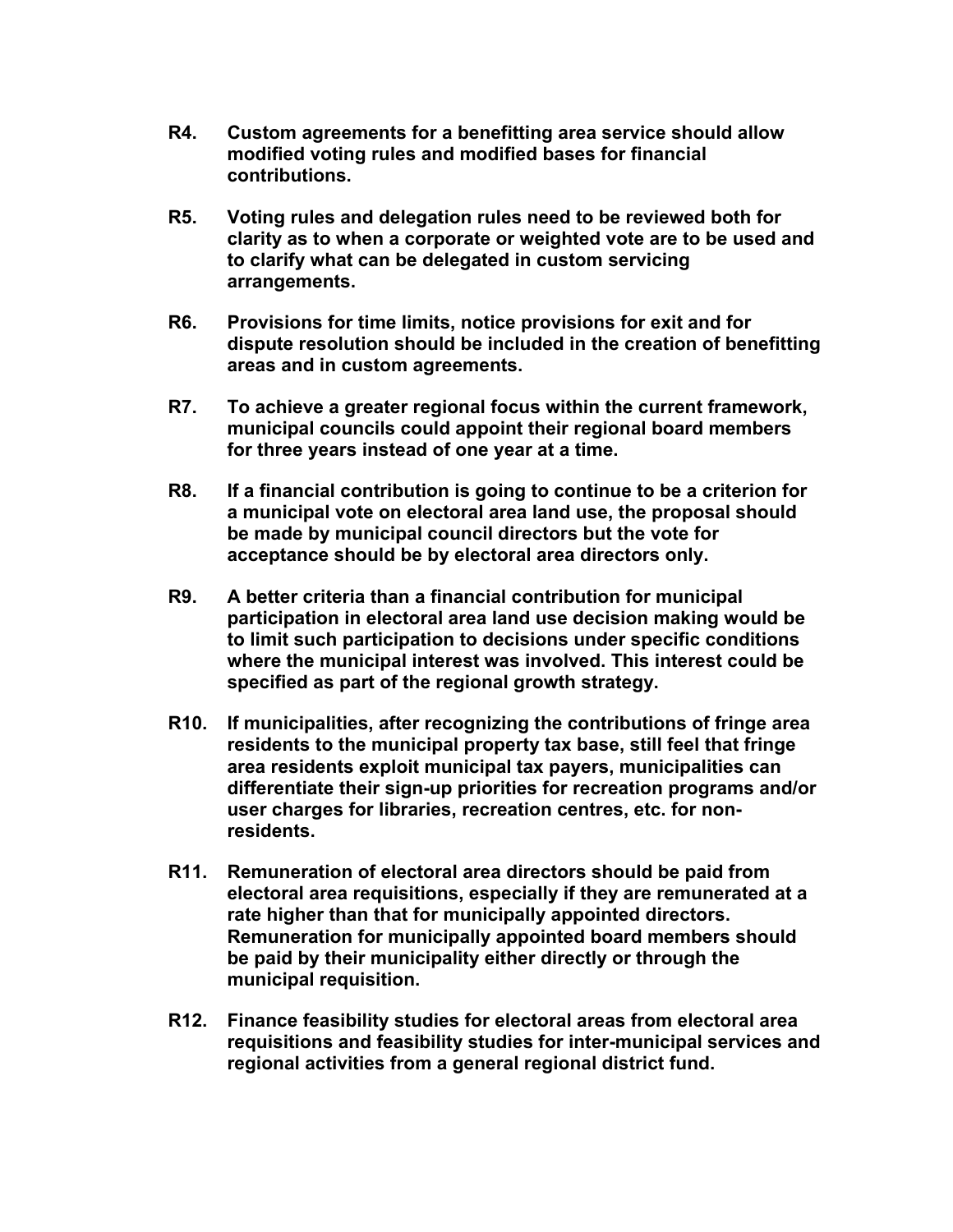**R4. Custom agreements for a benefitting area service should allow modified voting rules and modified bases for financial contributions.**

**R5. Voting rules and delegation rules need to be reviewed both for clarity as to when a corporate or weighted vote are to be used and to clarify what can be delegated in custom servicing arrangements.**

**R6. Provisions for time limits, notice provisions for exit and for dispute resolution should be included in the creation of benefitting areas and in custom agreements.**

**R7. To achieve a greater regional focus within the current framework, municipal councils could appoint their regional board members for three years instead of one year at a time.**

**R8. If a financial contribution is going to continue to be a criterion for a municipal vote on electoral area land use, the proposal should be made by municipal council directors but the vote for acceptance should be by electoral area directors only.**

**R9. A better criteria than a financial contribution for municipal participation in electoral area land use decision making would be to limit such participation to decisions under specific conditions where the municipal interest was involved. This interest could be specified as part of the regional growth strategy.**

**R10. If municipalities, after recognizing the contributions of fringe area residents to the municipal property tax base, still feel that fringe area residents exploit municipal tax payers, municipalities can differentiate their sign-up priorities for recreation programs and/or user charges for libraries, recreation centres, etc. for non-residents.**

**R11. Remuneration of electoral area directors should be paid from electoral area requisitions, especially if they are remunerated at a rate higher than that for municipally appointed directors. Remuneration for municipally appointed board members should be paid by their municipality either directly or through the municipal requisition.**

**R12. Finance feasibility studies for electoral areas from electoral area requisitions and feasibility studies for inter-municipal services and regional activities from a general regional district fund.**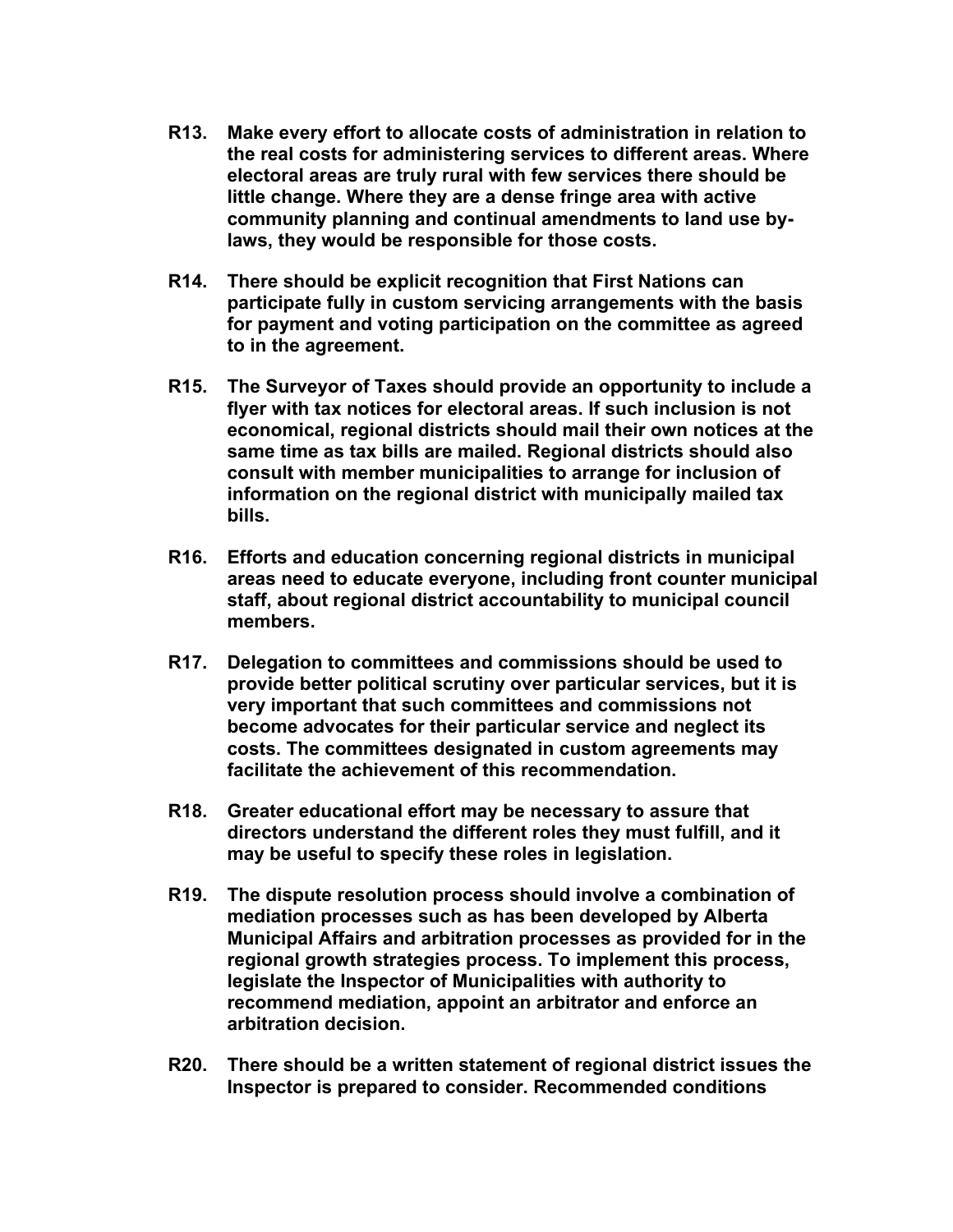**R13. Make every effort to allocate costs of administration in relation to the real costs for administering services to different areas. Where electoral areas are truly rural with few services there should be little change. Where they are a dense fringe area with active community planning and continual amendments to land use by-laws, they would be responsible for those costs.**

**R14. There should be explicit recognition that First Nations can participate fully in custom servicing arrangements with the basis for payment and voting participation on the committee as agreed to in the agreement.**

**R15. The Surveyor of Taxes should provide an opportunity to include a flyer with tax notices for electoral areas. If such inclusion is not economical, regional districts should mail their own notices at the same time as tax bills are mailed. Regional districts should also consult with member municipalities to arrange for inclusion of information on the regional district with municipally mailed tax bills.**

**R16. Efforts and education concerning regional districts in municipal areas need to educate everyone, including front counter municipal staff, about regional district accountability to municipal council members.**

**R17. Delegation to committees and commissions should be used to provide better political scrutiny over particular services, but it is very important that such committees and commissions not become advocates for their particular service and neglect its costs. The committees designated in custom agreements may facilitate the achievement of this recommendation.**

**R18. Greater educational effort may be necessary to assure that directors understand the different roles they must fulfill, and it may be useful to specify these roles in legislation.**

**R19. The dispute resolution process should involve a combination of mediation processes such as has been developed by Alberta Municipal Affairs and arbitration processes as provided for in the regional growth strategies process. To implement this process, legislate the Inspector of Municipalities with authority to recommend mediation, appoint an arbitrator and enforce an arbitration decision.**

**R20. There should be a written statement of regional district issues the Inspector is prepared to consider. Recommended conditions**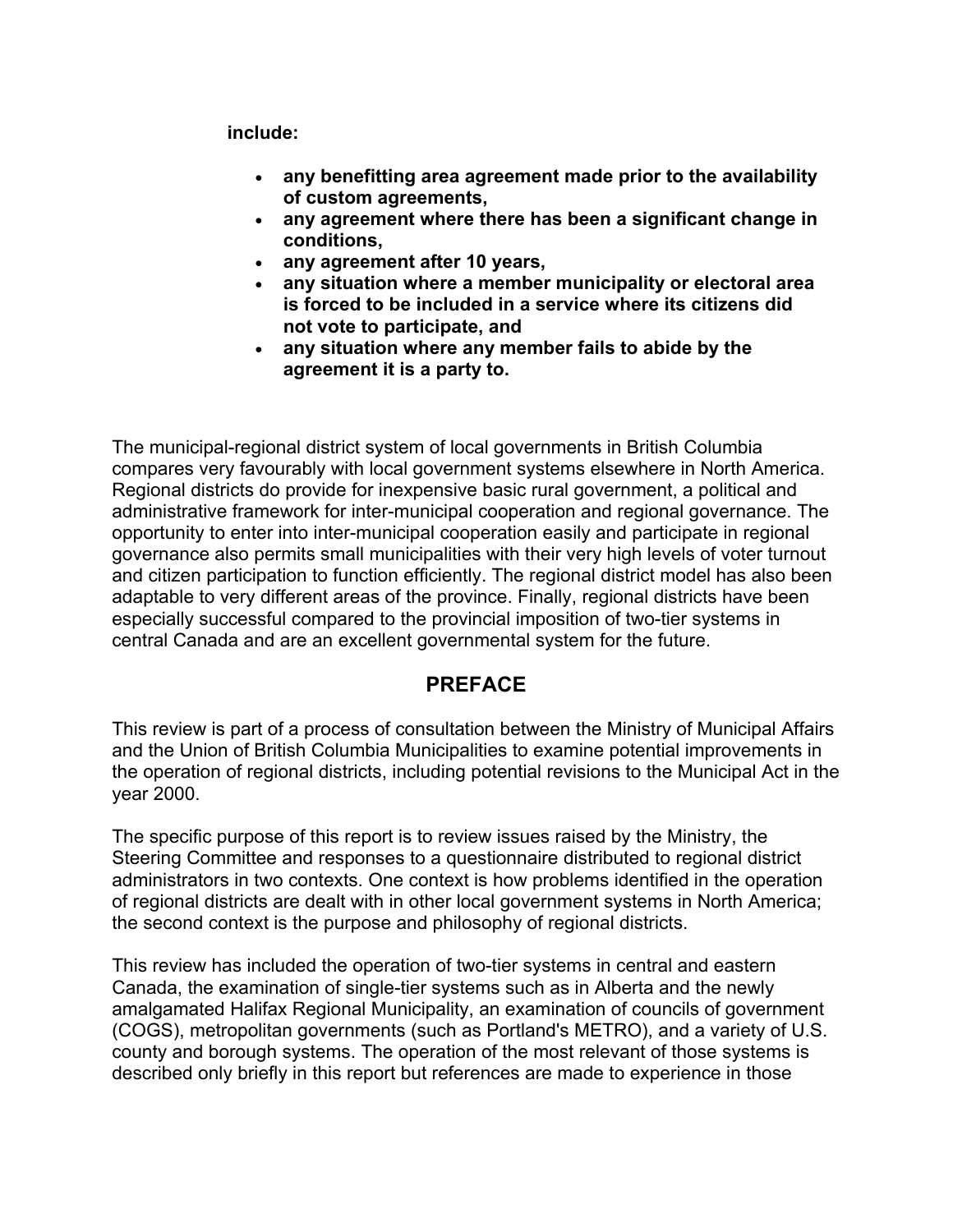**include:**

- **any benefitting area agreement made prior to the availability of custom agreements,**
- **any agreement where there has been a significant change in conditions,**
- **any agreement after 10 years,**
- **any situation where a member municipality or electoral area is forced to be included in a service where its citizens did not vote to participate, and**
- **any situation where any member fails to abide by the agreement it is a party to.**

The municipal-regional district system of local governments in British Columbia compares very favourably with local government systems elsewhere in North America. Regional districts do provide for inexpensive basic rural government, a political and administrative framework for inter-municipal cooperation and regional governance. The opportunity to enter into inter-municipal cooperation easily and participate in regional governance also permits small municipalities with their very high levels of voter turnout and citizen participation to function efficiently. The regional district model has also been adaptable to very different areas of the province. Finally, regional districts have been especially successful compared to the provincial imposition of two-tier systems in central Canada and are an excellent governmental system for the future.

## PREFACE

This review is part of a process of consultation between the Ministry of Municipal Affairs and the Union of British Columbia Municipalities to examine potential improvements in the operation of regional districts, including potential revisions to the Municipal Act in the year 2000.

The specific purpose of this report is to review issues raised by the Ministry, the Steering Committee and responses to a questionnaire distributed to regional district administrators in two contexts. One context is how problems identified in the operation of regional districts are dealt with in other local government systems in North America; the second context is the purpose and philosophy of regional districts.

This review has included the operation of two-tier systems in central and eastern Canada, the examination of single-tier systems such as in Alberta and the newly amalgamated Halifax Regional Municipality, an examination of councils of government (COGS), metropolitan governments (such as Portland's METRO), and a variety of U.S. county and borough systems. The operation of the most relevant of those systems is described only briefly in this report but references are made to experience in those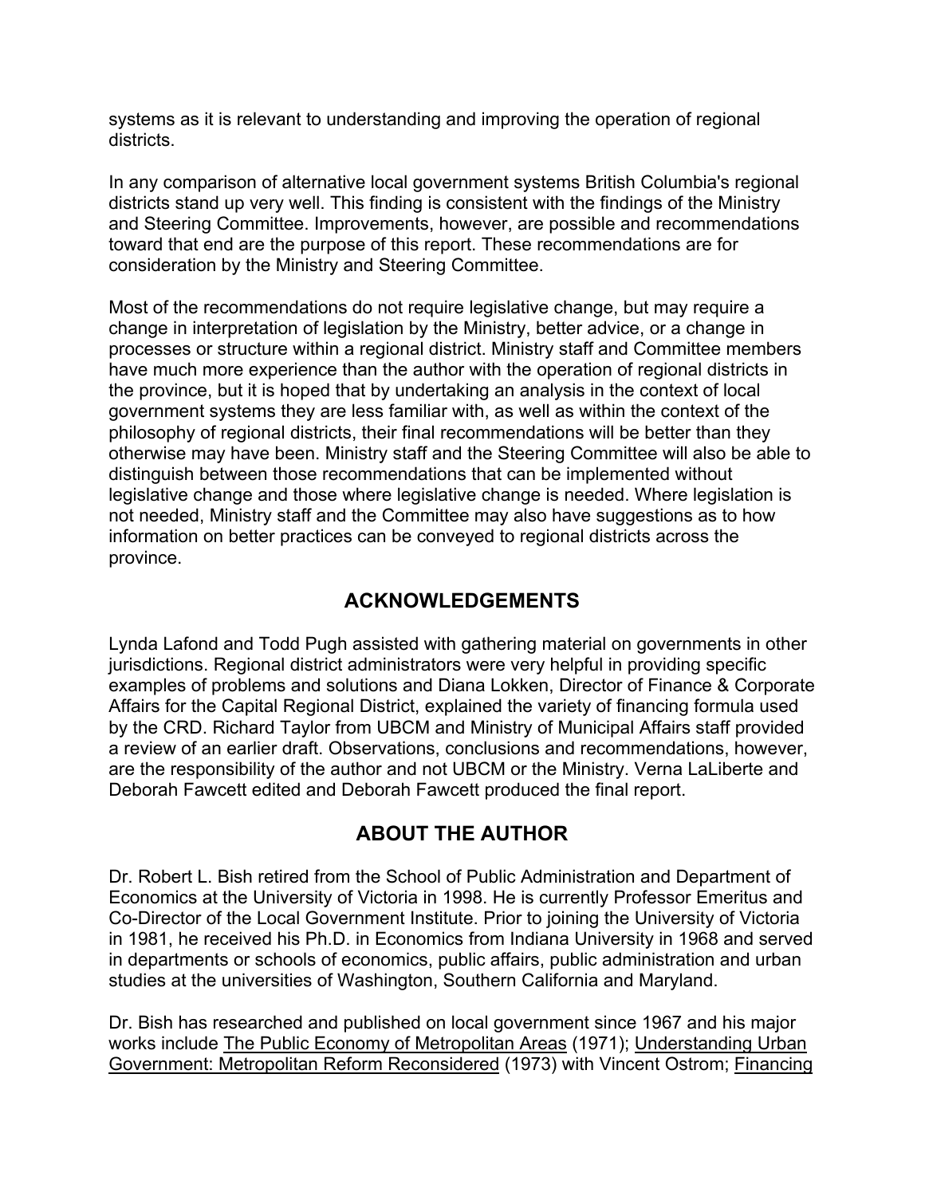systems as it is relevant to understanding and improving the operation of regional districts.

In any comparison of alternative local government systems British Columbia's regional districts stand up very well. This finding is consistent with the findings of the Ministry and Steering Committee. Improvements, however, are possible and recommendations toward that end are the purpose of this report. These recommendations are for consideration by the Ministry and Steering Committee.

Most of the recommendations do not require legislative change, but may require a change in interpretation of legislation by the Ministry, better advice, or a change in processes or structure within a regional district. Ministry staff and Committee members have much more experience than the author with the operation of regional districts in the province, but it is hoped that by undertaking an analysis in the context of local government systems they are less familiar with, as well as within the context of the philosophy of regional districts, their final recommendations will be better than they otherwise may have been. Ministry staff and the Steering Committee will also be able to distinguish between those recommendations that can be implemented without legislative change and those where legislative change is needed. Where legislation is not needed, Ministry staff and the Committee may also have suggestions as to how information on better practices can be conveyed to regional districts across the province.

## ACKNOWLEDGEMENTS

Lynda Lafond and Todd Pugh assisted with gathering material on governments in other jurisdictions. Regional district administrators were very helpful in providing specific examples of problems and solutions and Diana Lokken, Director of Finance & Corporate Affairs for the Capital Regional District, explained the variety of financing formula used by the CRD. Richard Taylor from UBCM and Ministry of Municipal Affairs staff provided a review of an earlier draft. Observations, conclusions and recommendations, however, are the responsibility of the author and not UBCM or the Ministry. Verna LaLiberte and Deborah Fawcett edited and Deborah Fawcett produced the final report.

## ABOUT THE AUTHOR

Dr. Robert L. Bish retired from the School of Public Administration and Department of Economics at the University of Victoria in 1998. He is currently Professor Emeritus and Co-Director of the Local Government Institute. Prior to joining the University of Victoria in 1981, he received his Ph.D. in Economics from Indiana University in 1968 and served in departments or schools of economics, public affairs, public administration and urban studies at the universities of Washington, Southern California and Maryland.

Dr. Bish has researched and published on local government since 1967 and his major works include The Public Economy of Metropolitan Areas (1971); Understanding Urban Government: Metropolitan Reform Reconsidered (1973) with Vincent Ostrom; Financing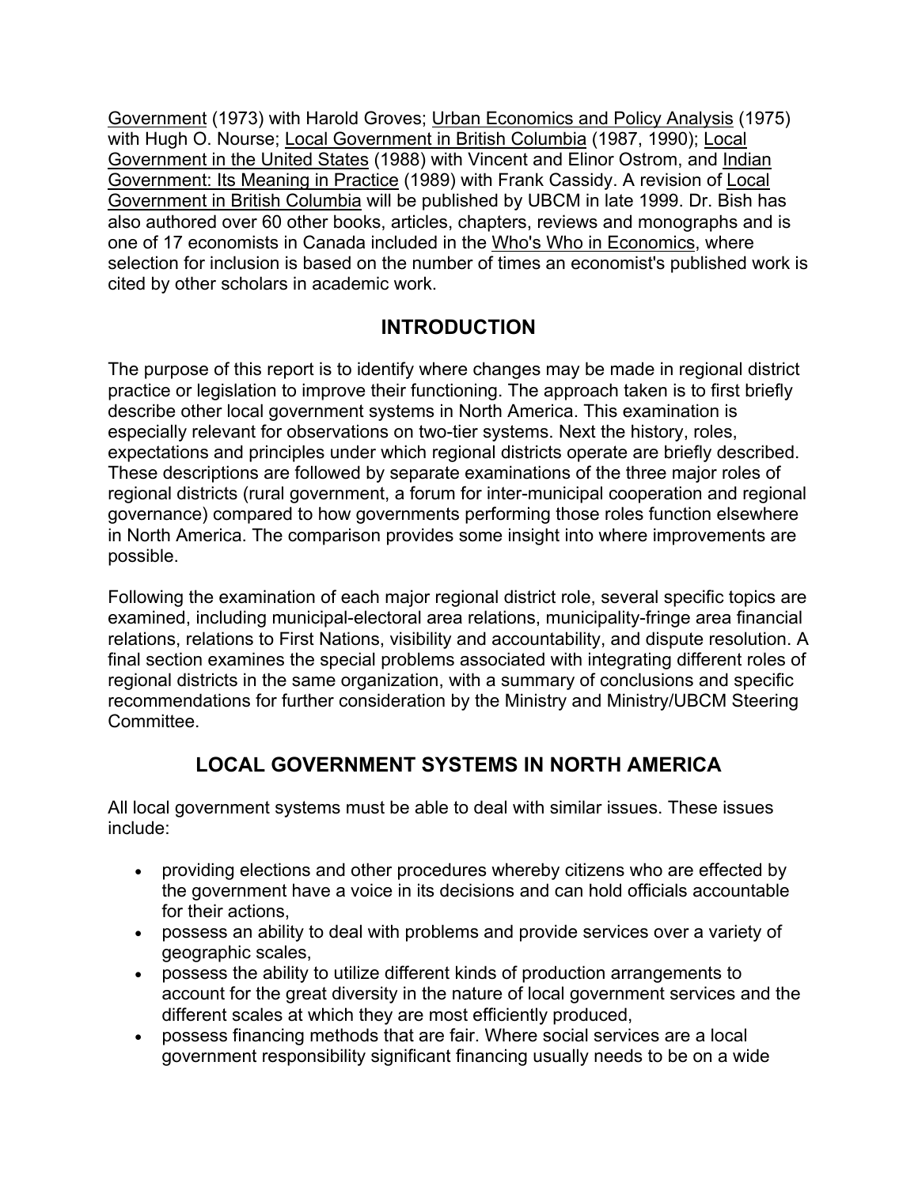Government (1973) with Harold Groves; Urban Economics and Policy Analysis (1975) with Hugh O. Nourse; Local Government in British Columbia (1987, 1990); Local Government in the United States (1988) with Vincent and Elinor Ostrom, and Indian Government: Its Meaning in Practice (1989) with Frank Cassidy. A revision of Local Government in British Columbia will be published by UBCM in late 1999. Dr. Bish has also authored over 60 other books, articles, chapters, reviews and monographs and is one of 17 economists in Canada included in the Who's Who in Economics, where selection for inclusion is based on the number of times an economist's published work is cited by other scholars in academic work.

## INTRODUCTION

The purpose of this report is to identify where changes may be made in regional district practice or legislation to improve their functioning. The approach taken is to first briefly describe other local government systems in North America. This examination is especially relevant for observations on two-tier systems. Next the history, roles, expectations and principles under which regional districts operate are briefly described. These descriptions are followed by separate examinations of the three major roles of regional districts (rural government, a forum for inter-municipal cooperation and regional governance) compared to how governments performing those roles function elsewhere in North America. The comparison provides some insight into where improvements are possible.

Following the examination of each major regional district role, several specific topics are examined, including municipal-electoral area relations, municipality-fringe area financial relations, relations to First Nations, visibility and accountability, and dispute resolution. A final section examines the special problems associated with integrating different roles of regional districts in the same organization, with a summary of conclusions and specific recommendations for further consideration by the Ministry and Ministry/UBCM Steering Committee.

## LOCAL GOVERNMENT SYSTEMS IN NORTH AMERICA

All local government systems must be able to deal with similar issues. These issues include:

- providing elections and other procedures whereby citizens who are effected by the government have a voice in its decisions and can hold officials accountable for their actions,
- possess an ability to deal with problems and provide services over a variety of geographic scales,
- possess the ability to utilize different kinds of production arrangements to account for the great diversity in the nature of local government services and the different scales at which they are most efficiently produced,
- possess financing methods that are fair. Where social services are a local government responsibility significant financing usually needs to be on a wide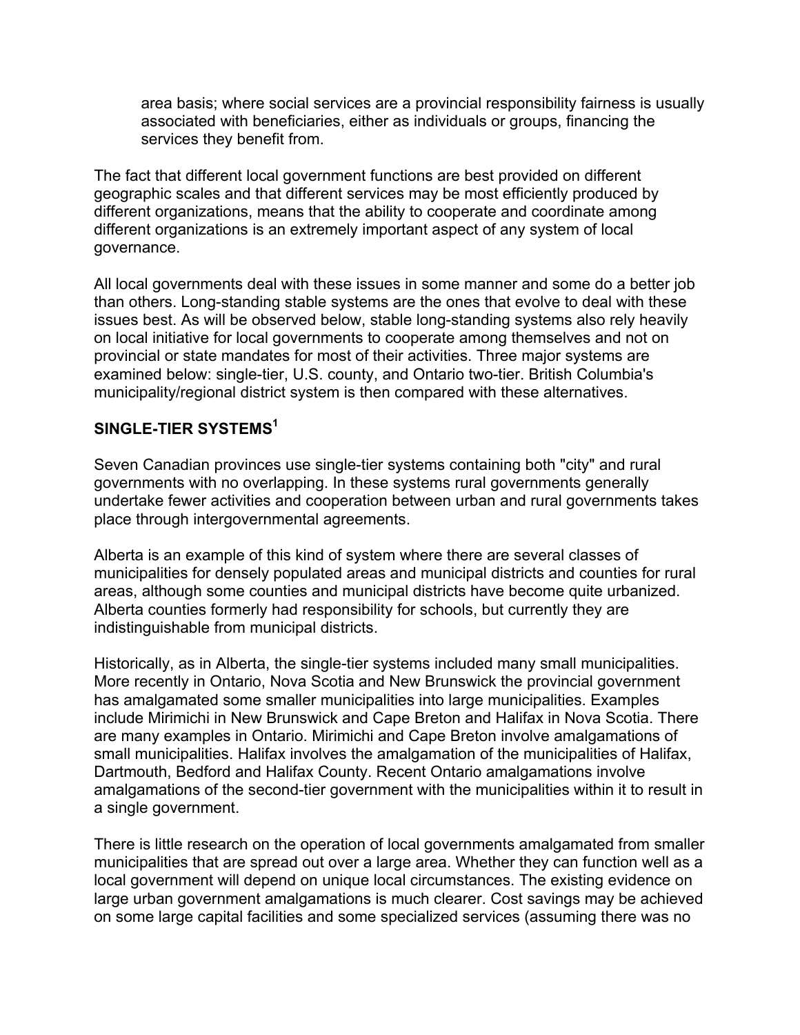area basis; where social services are a provincial responsibility fairness is usually associated with beneficiaries, either as individuals or groups, financing the services they benefit from.

The fact that different local government functions are best provided on different geographic scales and that different services may be most efficiently produced by different organizations, means that the ability to cooperate and coordinate among different organizations is an extremely important aspect of any system of local governance.

All local governments deal with these issues in some manner and some do a better job than others. Long-standing stable systems are the ones that evolve to deal with these issues best. As will be observed below, stable long-standing systems also rely heavily on local initiative for local governments to cooperate among themselves and not on provincial or state mandates for most of their activities. Three major systems are examined below: single-tier, U.S. county, and Ontario two-tier. British Columbia's municipality/regional district system is then compared with these alternatives.

## SINGLE-TIER SYSTEMS[1]

Seven Canadian provinces use single-tier systems containing both "city" and rural governments with no overlapping. In these systems rural governments generally undertake fewer activities and cooperation between urban and rural governments takes place through intergovernmental agreements.

Alberta is an example of this kind of system where there are several classes of municipalities for densely populated areas and municipal districts and counties for rural areas, although some counties and municipal districts have become quite urbanized. Alberta counties formerly had responsibility for schools, but currently they are indistinguishable from municipal districts.

Historically, as in Alberta, the single-tier systems included many small municipalities. More recently in Ontario, Nova Scotia and New Brunswick the provincial government has amalgamated some smaller municipalities into large municipalities. Examples include Mirimichi in New Brunswick and Cape Breton and Halifax in Nova Scotia. There are many examples in Ontario. Mirimichi and Cape Breton involve amalgamations of small municipalities. Halifax involves the amalgamation of the municipalities of Halifax, Dartmouth, Bedford and Halifax County. Recent Ontario amalgamations involve amalgamations of the second-tier government with the municipalities within it to result in a single government.

There is little research on the operation of local governments amalgamated from smaller municipalities that are spread out over a large area. Whether they can function well as a local government will depend on unique local circumstances. The existing evidence on large urban government amalgamations is much clearer. Cost savings may be achieved on some large capital facilities and some specialized services (assuming there was no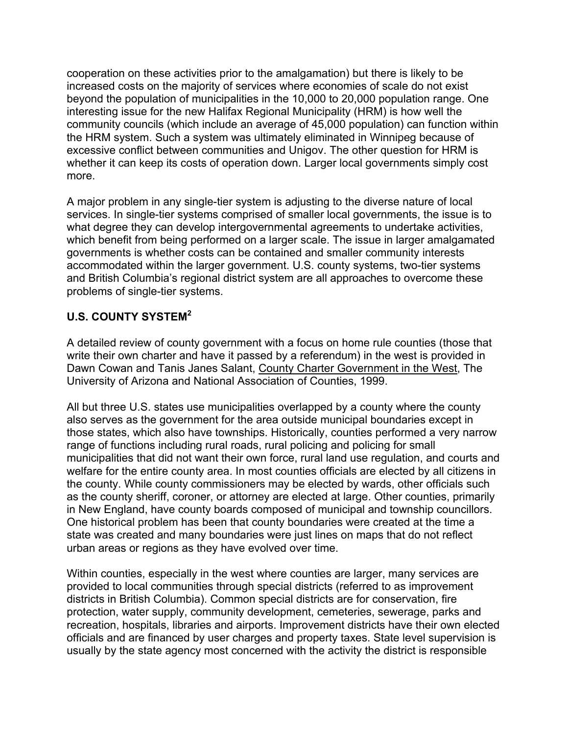cooperation on these activities prior to the amalgamation) but there is likely to be increased costs on the majority of services where economies of scale do not exist beyond the population of municipalities in the 10,000 to 20,000 population range. One interesting issue for the new Halifax Regional Municipality (HRM) is how well the community councils (which include an average of 45,000 population) can function within the HRM system. Such a system was ultimately eliminated in Winnipeg because of excessive conflict between communities and Unigov. The other question for HRM is whether it can keep its costs of operation down. Larger local governments simply cost more.

A major problem in any single-tier system is adjusting to the diverse nature of local services. In single-tier systems comprised of smaller local governments, the issue is to what degree they can develop intergovernmental agreements to undertake activities, which benefit from being performed on a larger scale. The issue in larger amalgamated governments is whether costs can be contained and smaller community interests accommodated within the larger government. U.S. county systems, two-tier systems and British Columbia's regional district system are all approaches to overcome these problems of single-tier systems.

## U.S. COUNTY SYSTEM[2]

A detailed review of county government with a focus on home rule counties (those that write their own charter and have it passed by a referendum) in the west is provided in Dawn Cowan and Tanis Janes Salant, County Charter Government in the West, The University of Arizona and National Association of Counties, 1999.

All but three U.S. states use municipalities overlapped by a county where the county also serves as the government for the area outside municipal boundaries except in those states, which also have townships. Historically, counties performed a very narrow range of functions including rural roads, rural policing and policing for small municipalities that did not want their own force, rural land use regulation, and courts and welfare for the entire county area. In most counties officials are elected by all citizens in the county. While county commissioners may be elected by wards, other officials such as the county sheriff, coroner, or attorney are elected at large. Other counties, primarily in New England, have county boards composed of municipal and township councillors. One historical problem has been that county boundaries were created at the time a state was created and many boundaries were just lines on maps that do not reflect urban areas or regions as they have evolved over time.

Within counties, especially in the west where counties are larger, many services are provided to local communities through special districts (referred to as improvement districts in British Columbia). Common special districts are for conservation, fire protection, water supply, community development, cemeteries, sewerage, parks and recreation, hospitals, libraries and airports. Improvement districts have their own elected officials and are financed by user charges and property taxes. State level supervision is usually by the state agency most concerned with the activity the district is responsible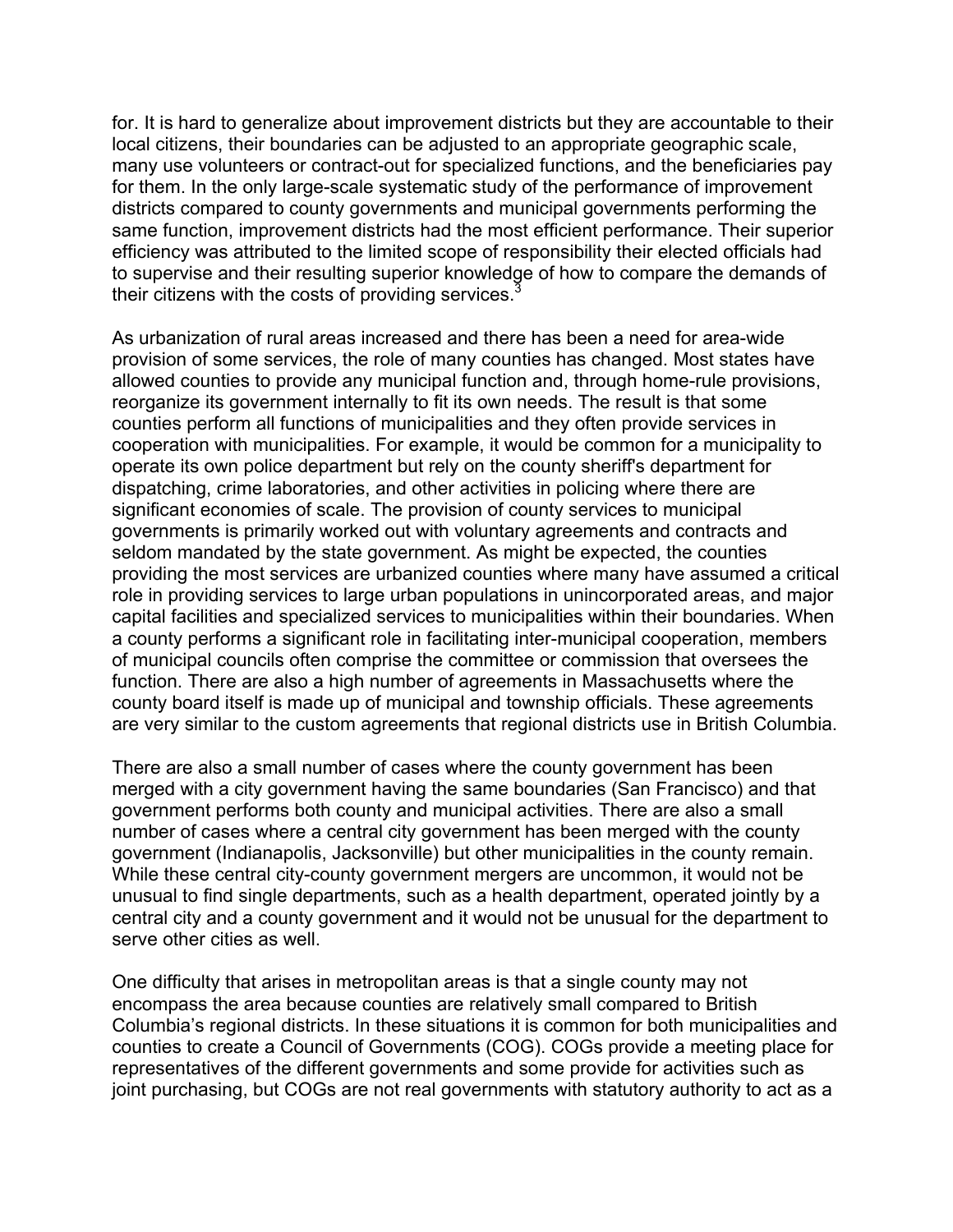for. It is hard to generalize about improvement districts but they are accountable to their local citizens, their boundaries can be adjusted to an appropriate geographic scale, many use volunteers or contract-out for specialized functions, and the beneficiaries pay for them. In the only large-scale systematic study of the performance of improvement districts compared to county governments and municipal governments performing the same function, improvement districts had the most efficient performance. Their superior efficiency was attributed to the limited scope of responsibility their elected officials had to supervise and their resulting superior knowledge of how to compare the demands of their citizens with the costs of providing services.[3]

As urbanization of rural areas increased and there has been a need for area-wide provision of some services, the role of many counties has changed. Most states have allowed counties to provide any municipal function and, through home-rule provisions, reorganize its government internally to fit its own needs. The result is that some counties perform all functions of municipalities and they often provide services in cooperation with municipalities. For example, it would be common for a municipality to operate its own police department but rely on the county sheriff's department for dispatching, crime laboratories, and other activities in policing where there are significant economies of scale. The provision of county services to municipal governments is primarily worked out with voluntary agreements and contracts and seldom mandated by the state government. As might be expected, the counties providing the most services are urbanized counties where many have assumed a critical role in providing services to large urban populations in unincorporated areas, and major capital facilities and specialized services to municipalities within their boundaries. When a county performs a significant role in facilitating inter-municipal cooperation, members of municipal councils often comprise the committee or commission that oversees the function. There are also a high number of agreements in Massachusetts where the county board itself is made up of municipal and township officials. These agreements are very similar to the custom agreements that regional districts use in British Columbia.

There are also a small number of cases where the county government has been merged with a city government having the same boundaries (San Francisco) and that government performs both county and municipal activities. There are also a small number of cases where a central city government has been merged with the county government (Indianapolis, Jacksonville) but other municipalities in the county remain. While these central city-county government mergers are uncommon, it would not be unusual to find single departments, such as a health department, operated jointly by a central city and a county government and it would not be unusual for the department to serve other cities as well.

One difficulty that arises in metropolitan areas is that a single county may not encompass the area because counties are relatively small compared to British Columbia's regional districts. In these situations it is common for both municipalities and counties to create a Council of Governments (COG). COGs provide a meeting place for representatives of the different governments and some provide for activities such as joint purchasing, but COGs are not real governments with statutory authority to act as a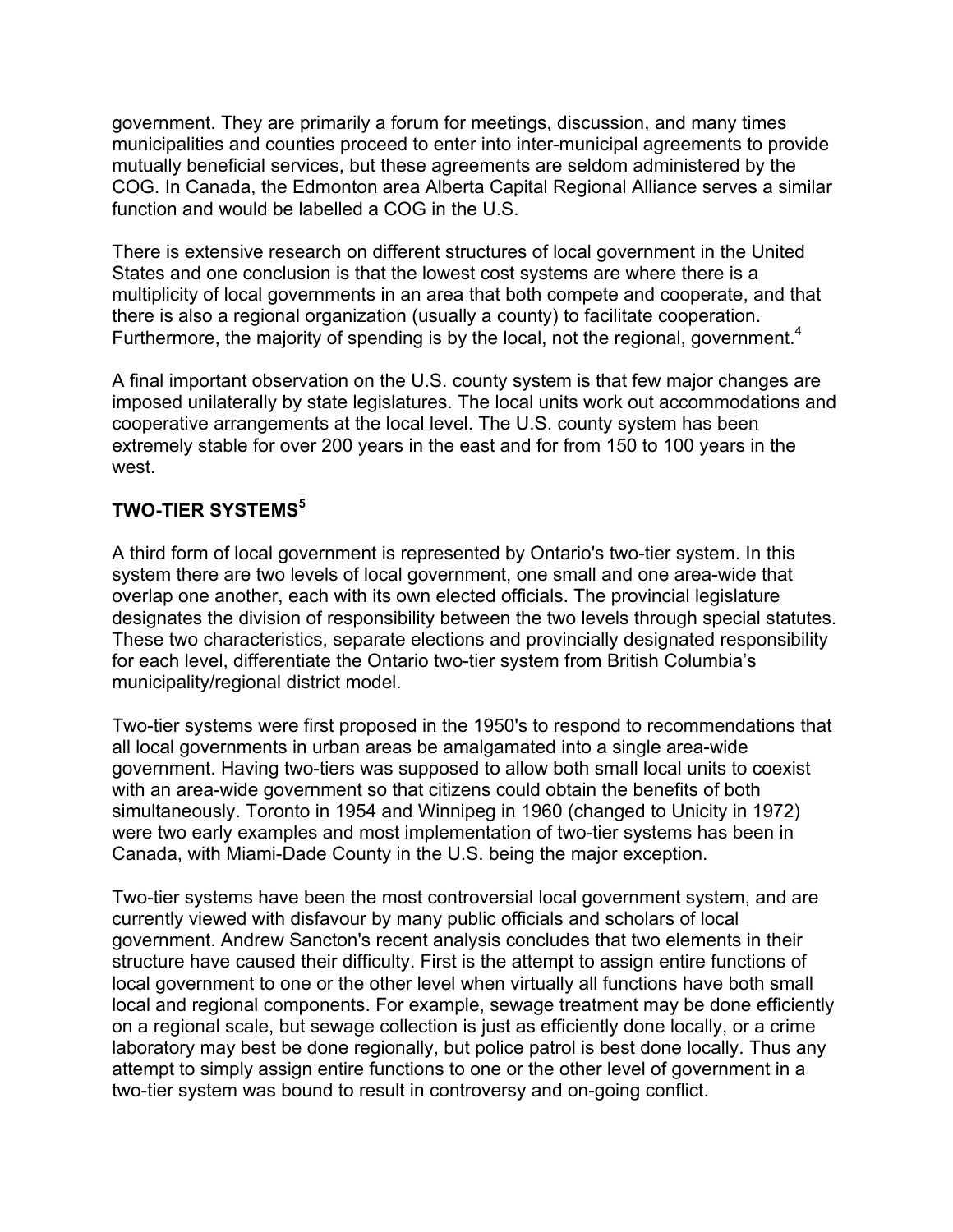government. They are primarily a forum for meetings, discussion, and many times municipalities and counties proceed to enter into inter-municipal agreements to provide mutually beneficial services, but these agreements are seldom administered by the COG. In Canada, the Edmonton area Alberta Capital Regional Alliance serves a similar function and would be labelled a COG in the U.S.

There is extensive research on different structures of local government in the United States and one conclusion is that the lowest cost systems are where there is a multiplicity of local governments in an area that both compete and cooperate, and that there is also a regional organization (usually a county) to facilitate cooperation. Furthermore, the majority of spending is by the local, not the regional, government.[4]

A final important observation on the U.S. county system is that few major changes are imposed unilaterally by state legislatures. The local units work out accommodations and cooperative arrangements at the local level. The U.S. county system has been extremely stable for over 200 years in the east and for from 150 to 100 years in the west.

## TWO-TIER SYSTEMS[5]

A third form of local government is represented by Ontario's two-tier system. In this system there are two levels of local government, one small and one area-wide that overlap one another, each with its own elected officials. The provincial legislature designates the division of responsibility between the two levels through special statutes. These two characteristics, separate elections and provincially designated responsibility for each level, differentiate the Ontario two-tier system from British Columbia's municipality/regional district model.

Two-tier systems were first proposed in the 1950's to respond to recommendations that all local governments in urban areas be amalgamated into a single area-wide government. Having two-tiers was supposed to allow both small local units to coexist with an area-wide government so that citizens could obtain the benefits of both simultaneously. Toronto in 1954 and Winnipeg in 1960 (changed to Unicity in 1972) were two early examples and most implementation of two-tier systems has been in Canada, with Miami-Dade County in the U.S. being the major exception.

Two-tier systems have been the most controversial local government system, and are currently viewed with disfavour by many public officials and scholars of local government. Andrew Sancton's recent analysis concludes that two elements in their structure have caused their difficulty. First is the attempt to assign entire functions of local government to one or the other level when virtually all functions have both small local and regional components. For example, sewage treatment may be done efficiently on a regional scale, but sewage collection is just as efficiently done locally, or a crime laboratory may best be done regionally, but police patrol is best done locally. Thus any attempt to simply assign entire functions to one or the other level of government in a two-tier system was bound to result in controversy and on-going conflict.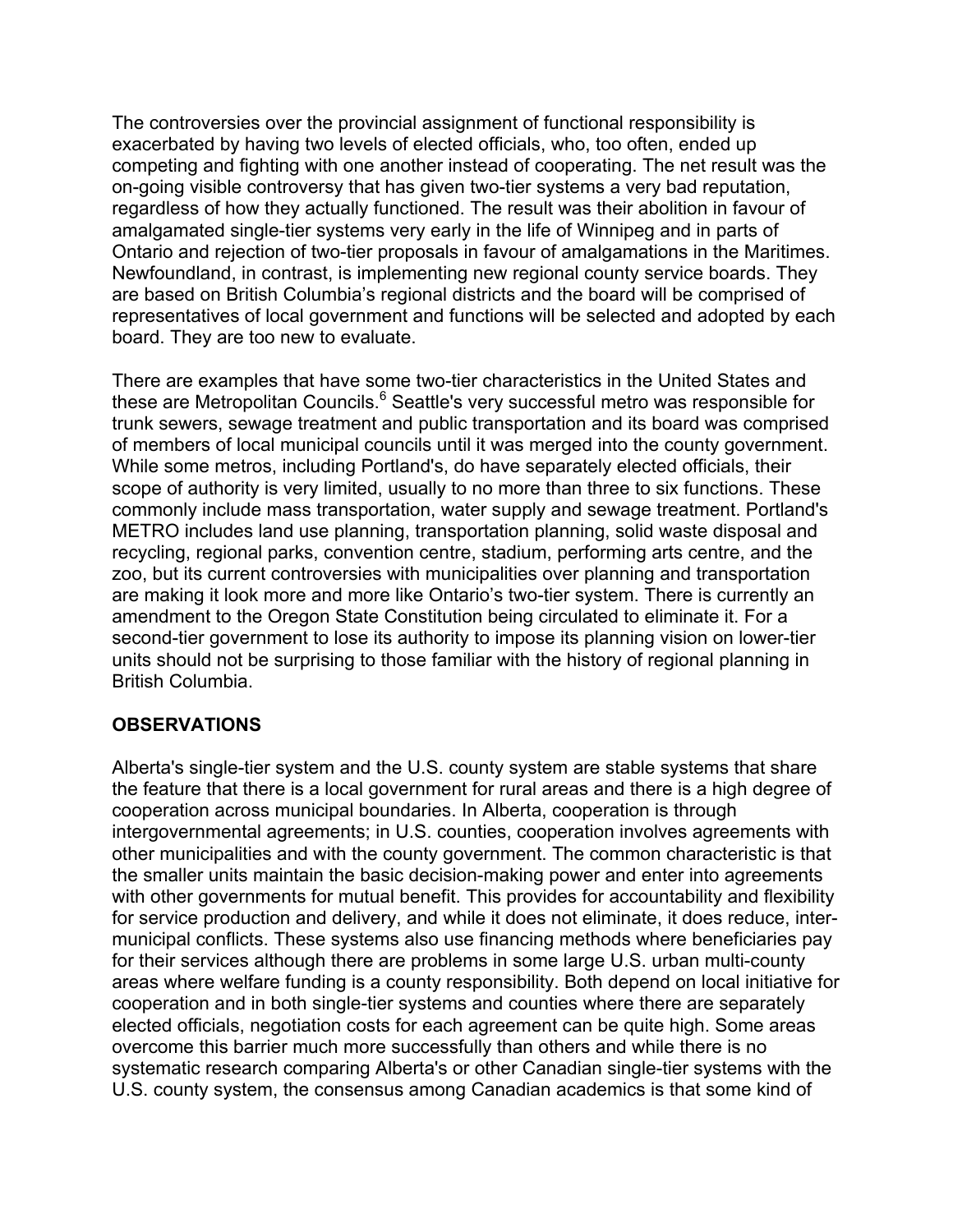The controversies over the provincial assignment of functional responsibility is exacerbated by having two levels of elected officials, who, too often, ended up competing and fighting with one another instead of cooperating. The net result was the on-going visible controversy that has given two-tier systems a very bad reputation, regardless of how they actually functioned. The result was their abolition in favour of amalgamated single-tier systems very early in the life of Winnipeg and in parts of Ontario and rejection of two-tier proposals in favour of amalgamations in the Maritimes. Newfoundland, in contrast, is implementing new regional county service boards. They are based on British Columbia's regional districts and the board will be comprised of representatives of local government and functions will be selected and adopted by each board. They are too new to evaluate.

There are examples that have some two-tier characteristics in the United States and these are Metropolitan Councils.[6] Seattle's very successful metro was responsible for trunk sewers, sewage treatment and public transportation and its board was comprised of members of local municipal councils until it was merged into the county government. While some metros, including Portland's, do have separately elected officials, their scope of authority is very limited, usually to no more than three to six functions. These commonly include mass transportation, water supply and sewage treatment. Portland's METRO includes land use planning, transportation planning, solid waste disposal and recycling, regional parks, convention centre, stadium, performing arts centre, and the zoo, but its current controversies with municipalities over planning and transportation are making it look more and more like Ontario's two-tier system. There is currently an amendment to the Oregon State Constitution being circulated to eliminate it. For a second-tier government to lose its authority to impose its planning vision on lower-tier units should not be surprising to those familiar with the history of regional planning in British Columbia.

## OBSERVATIONS

Alberta's single-tier system and the U.S. county system are stable systems that share the feature that there is a local government for rural areas and there is a high degree of cooperation across municipal boundaries. In Alberta, cooperation is through intergovernmental agreements; in U.S. counties, cooperation involves agreements with other municipalities and with the county government. The common characteristic is that the smaller units maintain the basic decision-making power and enter into agreements with other governments for mutual benefit. This provides for accountability and flexibility for service production and delivery, and while it does not eliminate, it does reduce, inter-municipal conflicts. These systems also use financing methods where beneficiaries pay for their services although there are problems in some large U.S. urban multi-county areas where welfare funding is a county responsibility. Both depend on local initiative for cooperation and in both single-tier systems and counties where there are separately elected officials, negotiation costs for each agreement can be quite high. Some areas overcome this barrier much more successfully than others and while there is no systematic research comparing Alberta's or other Canadian single-tier systems with the U.S. county system, the consensus among Canadian academics is that some kind of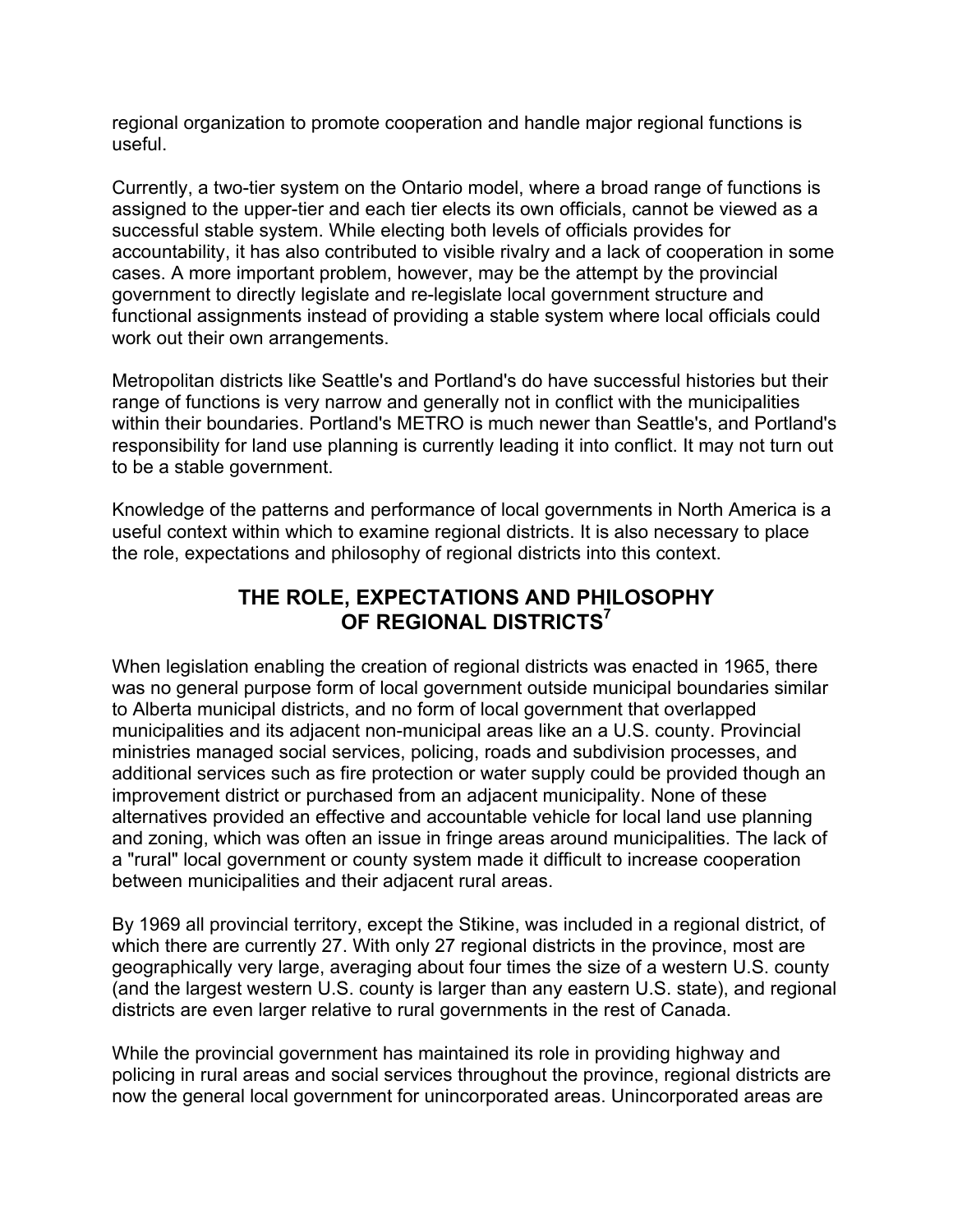regional organization to promote cooperation and handle major regional functions is useful.

Currently, a two-tier system on the Ontario model, where a broad range of functions is assigned to the upper-tier and each tier elects its own officials, cannot be viewed as a successful stable system. While electing both levels of officials provides for accountability, it has also contributed to visible rivalry and a lack of cooperation in some cases. A more important problem, however, may be the attempt by the provincial government to directly legislate and re-legislate local government structure and functional assignments instead of providing a stable system where local officials could work out their own arrangements.

Metropolitan districts like Seattle's and Portland's do have successful histories but their range of functions is very narrow and generally not in conflict with the municipalities within their boundaries. Portland's METRO is much newer than Seattle's, and Portland's responsibility for land use planning is currently leading it into conflict. It may not turn out to be a stable government.

Knowledge of the patterns and performance of local governments in North America is a useful context within which to examine regional districts. It is also necessary to place the role, expectations and philosophy of regional districts into this context.

## THE ROLE, EXPECTATIONS AND PHILOSOPHY OF REGIONAL DISTRICTS[7]

When legislation enabling the creation of regional districts was enacted in 1965, there was no general purpose form of local government outside municipal boundaries similar to Alberta municipal districts, and no form of local government that overlapped municipalities and its adjacent non-municipal areas like an a U.S. county. Provincial ministries managed social services, policing, roads and subdivision processes, and additional services such as fire protection or water supply could be provided though an improvement district or purchased from an adjacent municipality. None of these alternatives provided an effective and accountable vehicle for local land use planning and zoning, which was often an issue in fringe areas around municipalities. The lack of a "rural" local government or county system made it difficult to increase cooperation between municipalities and their adjacent rural areas.

By 1969 all provincial territory, except the Stikine, was included in a regional district, of which there are currently 27. With only 27 regional districts in the province, most are geographically very large, averaging about four times the size of a western U.S. county (and the largest western U.S. county is larger than any eastern U.S. state), and regional districts are even larger relative to rural governments in the rest of Canada.

While the provincial government has maintained its role in providing highway and policing in rural areas and social services throughout the province, regional districts are now the general local government for unincorporated areas. Unincorporated areas are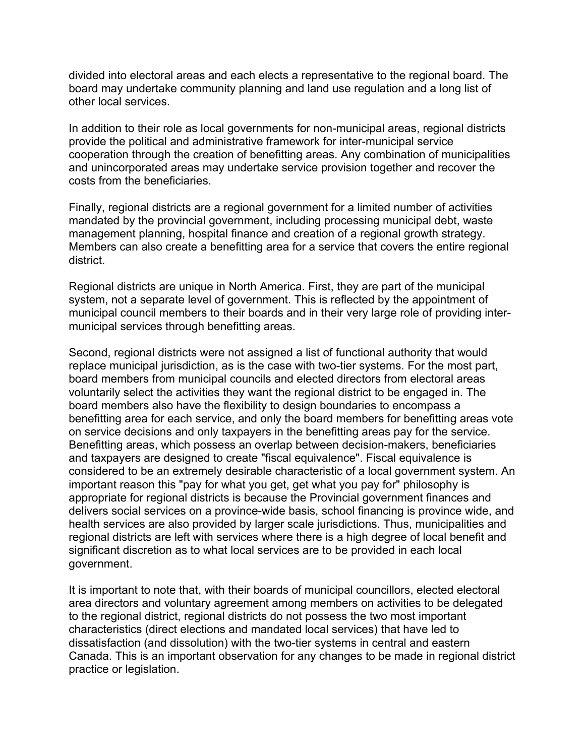divided into electoral areas and each elects a representative to the regional board. The board may undertake community planning and land use regulation and a long list of other local services.

In addition to their role as local governments for non-municipal areas, regional districts provide the political and administrative framework for inter-municipal service cooperation through the creation of benefitting areas. Any combination of municipalities and unincorporated areas may undertake service provision together and recover the costs from the beneficiaries.

Finally, regional districts are a regional government for a limited number of activities mandated by the provincial government, including processing municipal debt, waste management planning, hospital finance and creation of a regional growth strategy. Members can also create a benefitting area for a service that covers the entire regional district.

Regional districts are unique in North America. First, they are part of the municipal system, not a separate level of government. This is reflected by the appointment of municipal council members to their boards and in their very large role of providing inter-municipal services through benefitting areas.

Second, regional districts were not assigned a list of functional authority that would replace municipal jurisdiction, as is the case with two-tier systems. For the most part, board members from municipal councils and elected directors from electoral areas voluntarily select the activities they want the regional district to be engaged in. The board members also have the flexibility to design boundaries to encompass a benefitting area for each service, and only the board members for benefitting areas vote on service decisions and only taxpayers in the benefitting areas pay for the service. Benefitting areas, which possess an overlap between decision-makers, beneficiaries and taxpayers are designed to create "fiscal equivalence". Fiscal equivalence is considered to be an extremely desirable characteristic of a local government system. An important reason this "pay for what you get, get what you pay for" philosophy is appropriate for regional districts is because the Provincial government finances and delivers social services on a province-wide basis, school financing is province wide, and health services are also provided by larger scale jurisdictions. Thus, municipalities and regional districts are left with services where there is a high degree of local benefit and significant discretion as to what local services are to be provided in each local government.

It is important to note that, with their boards of municipal councillors, elected electoral area directors and voluntary agreement among members on activities to be delegated to the regional district, regional districts do not possess the two most important characteristics (direct elections and mandated local services) that have led to dissatisfaction (and dissolution) with the two-tier systems in central and eastern Canada. This is an important observation for any changes to be made in regional district practice or legislation.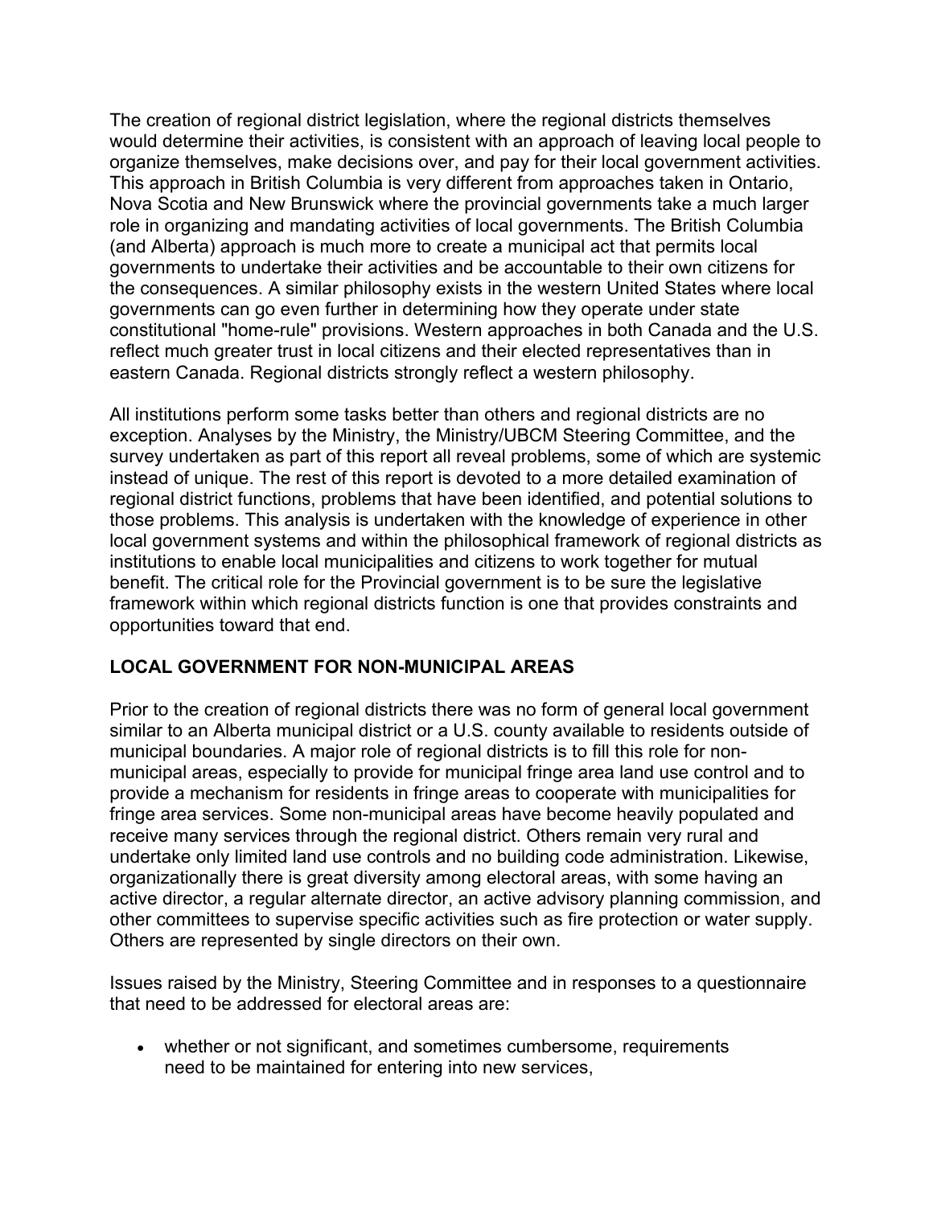The creation of regional district legislation, where the regional districts themselves would determine their activities, is consistent with an approach of leaving local people to organize themselves, make decisions over, and pay for their local government activities. This approach in British Columbia is very different from approaches taken in Ontario, Nova Scotia and New Brunswick where the provincial governments take a much larger role in organizing and mandating activities of local governments. The British Columbia (and Alberta) approach is much more to create a municipal act that permits local governments to undertake their activities and be accountable to their own citizens for the consequences. A similar philosophy exists in the western United States where local governments can go even further in determining how they operate under state constitutional "home-rule" provisions. Western approaches in both Canada and the U.S. reflect much greater trust in local citizens and their elected representatives than in eastern Canada. Regional districts strongly reflect a western philosophy.

All institutions perform some tasks better than others and regional districts are no exception. Analyses by the Ministry, the Ministry/UBCM Steering Committee, and the survey undertaken as part of this report all reveal problems, some of which are systemic instead of unique. The rest of this report is devoted to a more detailed examination of regional district functions, problems that have been identified, and potential solutions to those problems. This analysis is undertaken with the knowledge of experience in other local government systems and within the philosophical framework of regional districts as institutions to enable local municipalities and citizens to work together for mutual benefit. The critical role for the Provincial government is to be sure the legislative framework within which regional districts function is one that provides constraints and opportunities toward that end.

## LOCAL GOVERNMENT FOR NON-MUNICIPAL AREAS

Prior to the creation of regional districts there was no form of general local government similar to an Alberta municipal district or a U.S. county available to residents outside of municipal boundaries. A major role of regional districts is to fill this role for non-municipal areas, especially to provide for municipal fringe area land use control and to provide a mechanism for residents in fringe areas to cooperate with municipalities for fringe area services. Some non-municipal areas have become heavily populated and receive many services through the regional district. Others remain very rural and undertake only limited land use controls and no building code administration. Likewise, organizationally there is great diversity among electoral areas, with some having an active director, a regular alternate director, an active advisory planning commission, and other committees to supervise specific activities such as fire protection or water supply. Others are represented by single directors on their own.

Issues raised by the Ministry, Steering Committee and in responses to a questionnaire that need to be addressed for electoral areas are:

- whether or not significant, and sometimes cumbersome, requirements need to be maintained for entering into new services,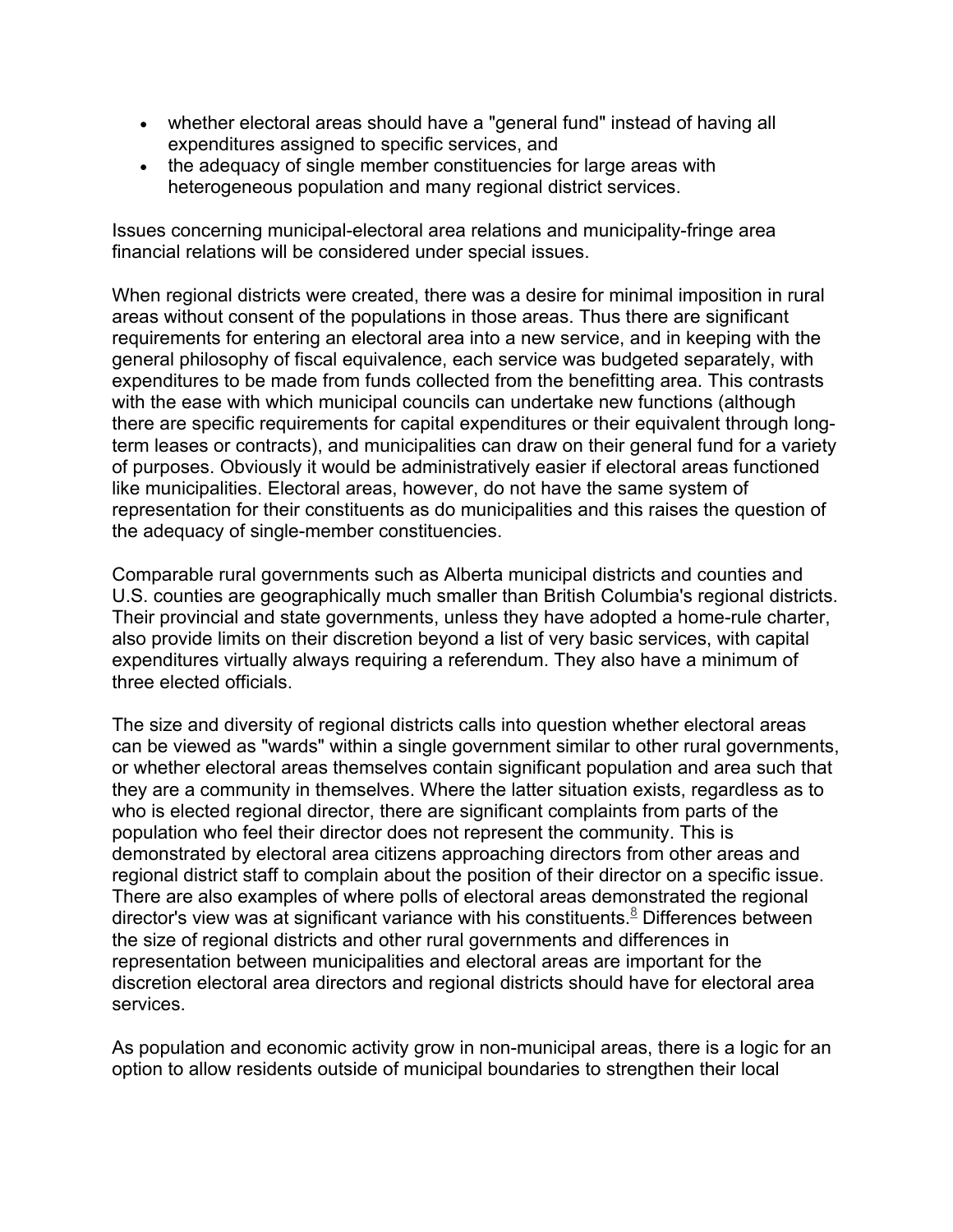- whether electoral areas should have a "general fund" instead of having all expenditures assigned to specific services, and
- the adequacy of single member constituencies for large areas with heterogeneous population and many regional district services.

Issues concerning municipal-electoral area relations and municipality-fringe area financial relations will be considered under special issues.

When regional districts were created, there was a desire for minimal imposition in rural areas without consent of the populations in those areas. Thus there are significant requirements for entering an electoral area into a new service, and in keeping with the general philosophy of fiscal equivalence, each service was budgeted separately, with expenditures to be made from funds collected from the benefitting area. This contrasts with the ease with which municipal councils can undertake new functions (although there are specific requirements for capital expenditures or their equivalent through long-term leases or contracts), and municipalities can draw on their general fund for a variety of purposes. Obviously it would be administratively easier if electoral areas functioned like municipalities. Electoral areas, however, do not have the same system of representation for their constituents as do municipalities and this raises the question of the adequacy of single-member constituencies.

Comparable rural governments such as Alberta municipal districts and counties and U.S. counties are geographically much smaller than British Columbia's regional districts. Their provincial and state governments, unless they have adopted a home-rule charter, also provide limits on their discretion beyond a list of very basic services, with capital expenditures virtually always requiring a referendum. They also have a minimum of three elected officials.

The size and diversity of regional districts calls into question whether electoral areas can be viewed as "wards" within a single government similar to other rural governments, or whether electoral areas themselves contain significant population and area such that they are a community in themselves. Where the latter situation exists, regardless as to who is elected regional director, there are significant complaints from parts of the population who feel their director does not represent the community. This is demonstrated by electoral area citizens approaching directors from other areas and regional district staff to complain about the position of their director on a specific issue. There are also examples of where polls of electoral areas demonstrated the regional director's view was at significant variance with his constituents.[8] Differences between the size of regional districts and other rural governments and differences in representation between municipalities and electoral areas are important for the discretion electoral area directors and regional districts should have for electoral area services.

As population and economic activity grow in non-municipal areas, there is a logic for an option to allow residents outside of municipal boundaries to strengthen their local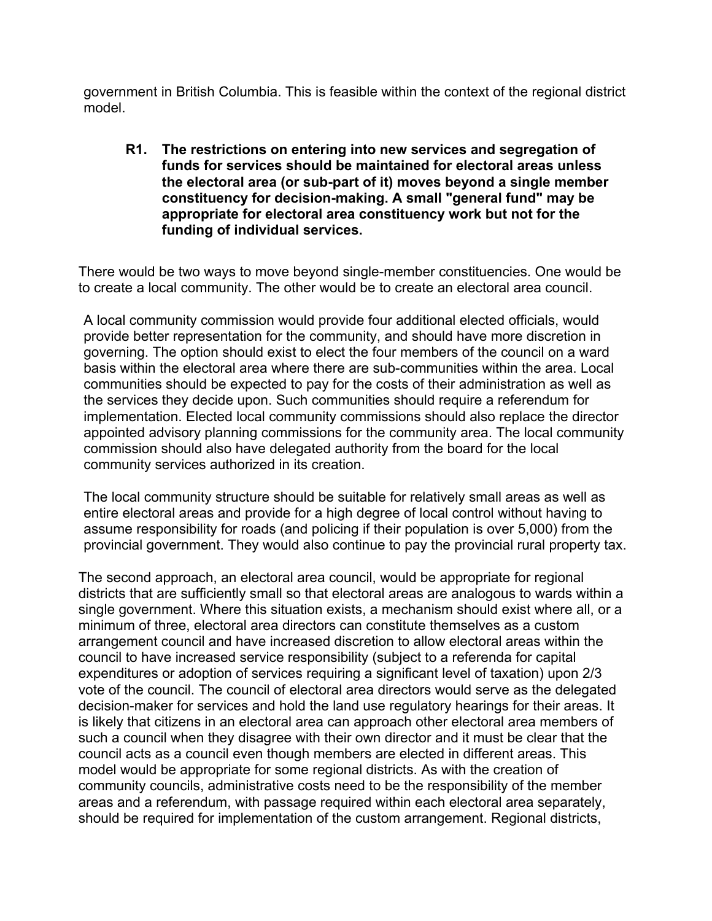government in British Columbia. This is feasible within the context of the regional district model.

> **R1. The restrictions on entering into new services and segregation of funds for services should be maintained for electoral areas unless the electoral area (or sub-part of it) moves beyond a single member constituency for decision-making. A small "general fund" may be appropriate for electoral area constituency work but not for the funding of individual services.**

There would be two ways to move beyond single-member constituencies. One would be to create a local community. The other would be to create an electoral area council.

A local community commission would provide four additional elected officials, would provide better representation for the community, and should have more discretion in governing. The option should exist to elect the four members of the council on a ward basis within the electoral area where there are sub-communities within the area. Local communities should be expected to pay for the costs of their administration as well as the services they decide upon. Such communities should require a referendum for implementation. Elected local community commissions should also replace the director appointed advisory planning commissions for the community area. The local community commission should also have delegated authority from the board for the local community services authorized in its creation.

The local community structure should be suitable for relatively small areas as well as entire electoral areas and provide for a high degree of local control without having to assume responsibility for roads (and policing if their population is over 5,000) from the provincial government. They would also continue to pay the provincial rural property tax.

The second approach, an electoral area council, would be appropriate for regional districts that are sufficiently small so that electoral areas are analogous to wards within a single government. Where this situation exists, a mechanism should exist where all, or a minimum of three, electoral area directors can constitute themselves as a custom arrangement council and have increased discretion to allow electoral areas within the council to have increased service responsibility (subject to a referenda for capital expenditures or adoption of services requiring a significant level of taxation) upon 2/3 vote of the council. The council of electoral area directors would serve as the delegated decision-maker for services and hold the land use regulatory hearings for their areas. It is likely that citizens in an electoral area can approach other electoral area members of such a council when they disagree with their own director and it must be clear that the council acts as a council even though members are elected in different areas. This model would be appropriate for some regional districts. As with the creation of community councils, administrative costs need to be the responsibility of the member areas and a referendum, with passage required within each electoral area separately, should be required for implementation of the custom arrangement. Regional districts,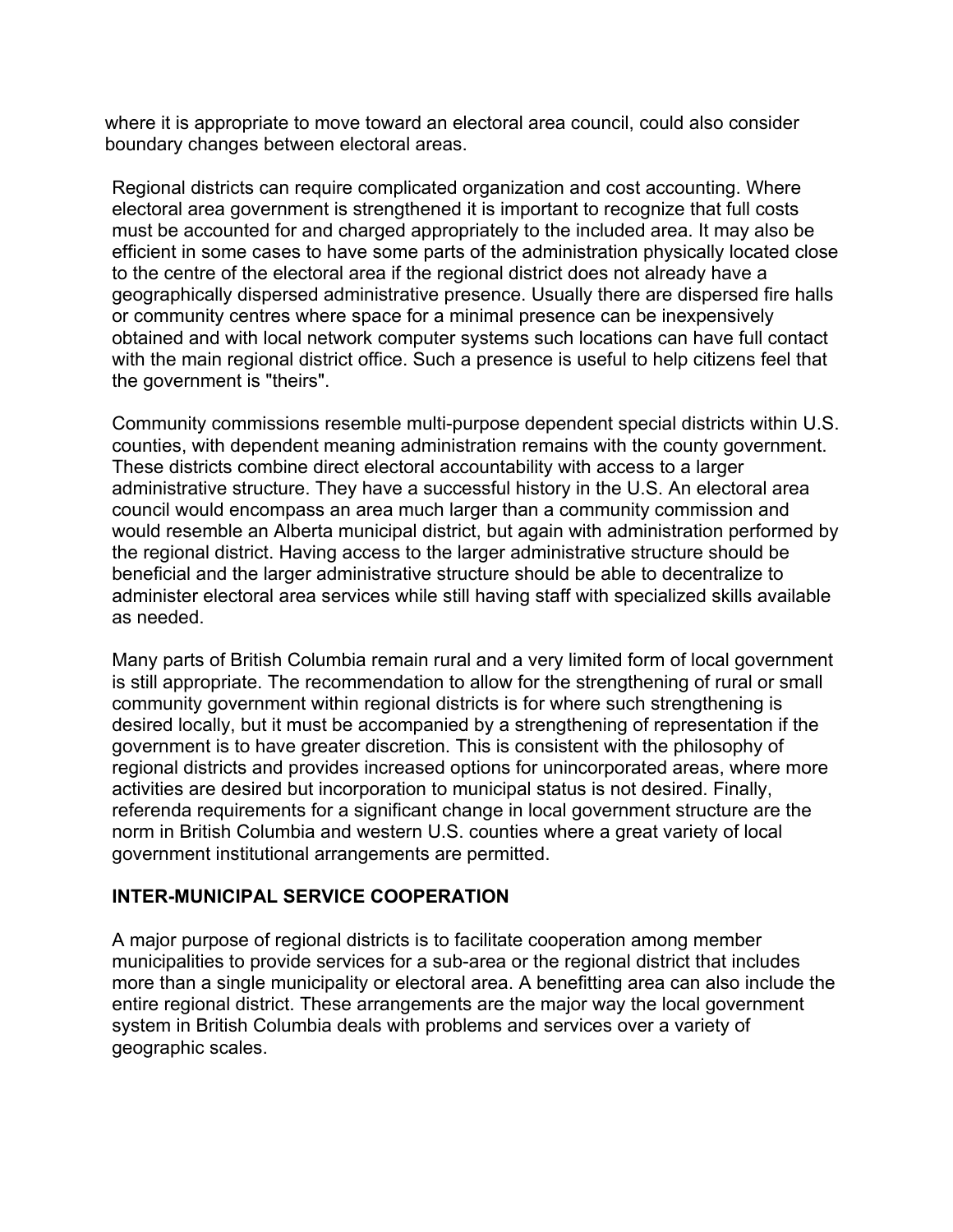where it is appropriate to move toward an electoral area council, could also consider boundary changes between electoral areas.

Regional districts can require complicated organization and cost accounting. Where electoral area government is strengthened it is important to recognize that full costs must be accounted for and charged appropriately to the included area. It may also be efficient in some cases to have some parts of the administration physically located close to the centre of the electoral area if the regional district does not already have a geographically dispersed administrative presence. Usually there are dispersed fire halls or community centres where space for a minimal presence can be inexpensively obtained and with local network computer systems such locations can have full contact with the main regional district office. Such a presence is useful to help citizens feel that the government is "theirs".

Community commissions resemble multi-purpose dependent special districts within U.S. counties, with dependent meaning administration remains with the county government. These districts combine direct electoral accountability with access to a larger administrative structure. They have a successful history in the U.S. An electoral area council would encompass an area much larger than a community commission and would resemble an Alberta municipal district, but again with administration performed by the regional district. Having access to the larger administrative structure should be beneficial and the larger administrative structure should be able to decentralize to administer electoral area services while still having staff with specialized skills available as needed.

Many parts of British Columbia remain rural and a very limited form of local government is still appropriate. The recommendation to allow for the strengthening of rural or small community government within regional districts is for where such strengthening is desired locally, but it must be accompanied by a strengthening of representation if the government is to have greater discretion. This is consistent with the philosophy of regional districts and provides increased options for unincorporated areas, where more activities are desired but incorporation to municipal status is not desired. Finally, referenda requirements for a significant change in local government structure are the norm in British Columbia and western U.S. counties where a great variety of local government institutional arrangements are permitted.

## INTER-MUNICIPAL SERVICE COOPERATION

A major purpose of regional districts is to facilitate cooperation among member municipalities to provide services for a sub-area or the regional district that includes more than a single municipality or electoral area. A benefitting area can also include the entire regional district. These arrangements are the major way the local government system in British Columbia deals with problems and services over a variety of geographic scales.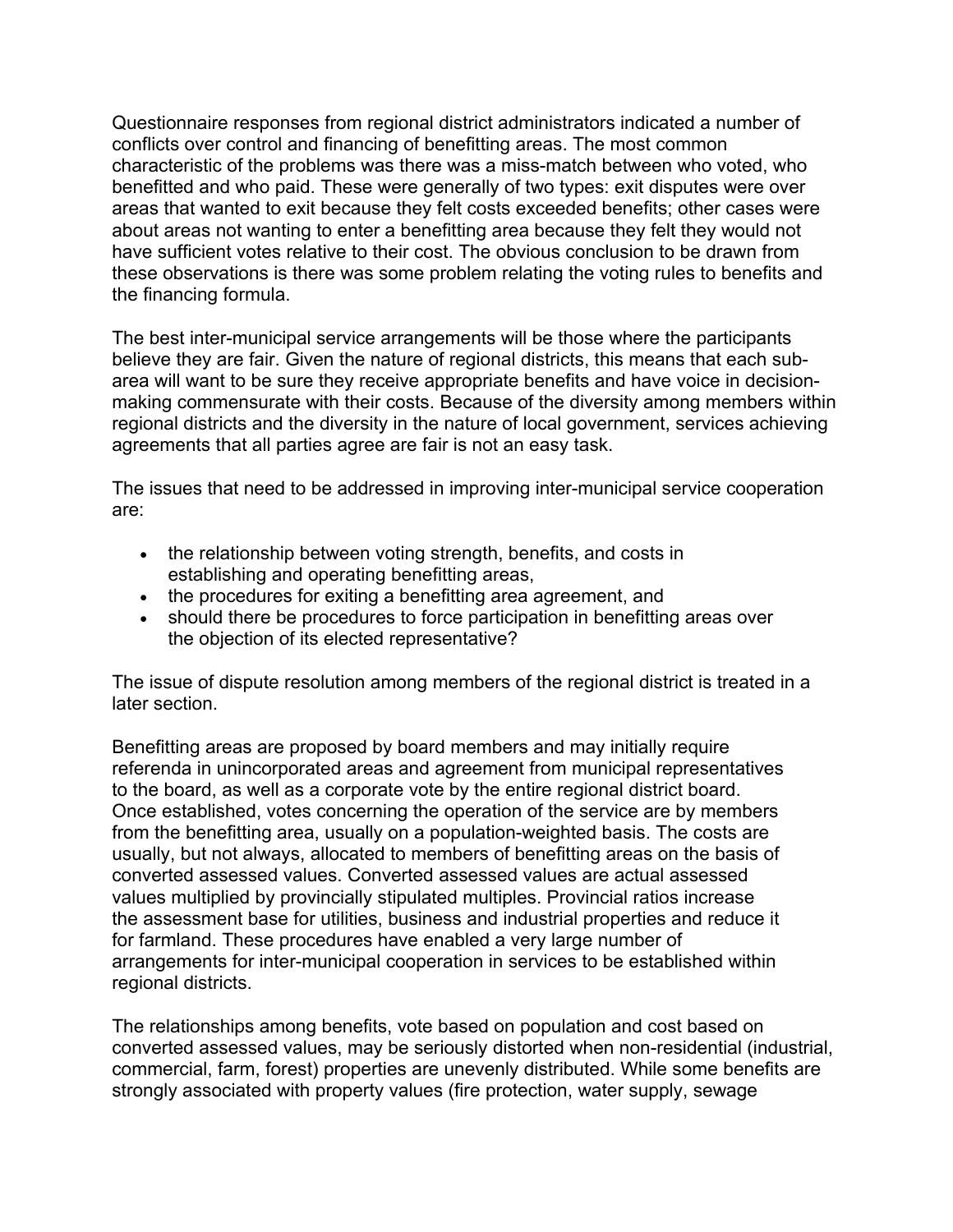Questionnaire responses from regional district administrators indicated a number of conflicts over control and financing of benefitting areas. The most common characteristic of the problems was there was a miss-match between who voted, who benefitted and who paid. These were generally of two types: exit disputes were over areas that wanted to exit because they felt costs exceeded benefits; other cases were about areas not wanting to enter a benefitting area because they felt they would not have sufficient votes relative to their cost. The obvious conclusion to be drawn from these observations is there was some problem relating the voting rules to benefits and the financing formula.

The best inter-municipal service arrangements will be those where the participants believe they are fair. Given the nature of regional districts, this means that each sub-area will want to be sure they receive appropriate benefits and have voice in decision-making commensurate with their costs. Because of the diversity among members within regional districts and the diversity in the nature of local government, services achieving agreements that all parties agree are fair is not an easy task.

The issues that need to be addressed in improving inter-municipal service cooperation are:

- the relationship between voting strength, benefits, and costs in establishing and operating benefitting areas,
- the procedures for exiting a benefitting area agreement, and
- should there be procedures to force participation in benefitting areas over the objection of its elected representative?

The issue of dispute resolution among members of the regional district is treated in a later section.

Benefitting areas are proposed by board members and may initially require referenda in unincorporated areas and agreement from municipal representatives to the board, as well as a corporate vote by the entire regional district board. Once established, votes concerning the operation of the service are by members from the benefitting area, usually on a population-weighted basis. The costs are usually, but not always, allocated to members of benefitting areas on the basis of converted assessed values. Converted assessed values are actual assessed values multiplied by provincially stipulated multiples. Provincial ratios increase the assessment base for utilities, business and industrial properties and reduce it for farmland. These procedures have enabled a very large number of arrangements for inter-municipal cooperation in services to be established within regional districts.

The relationships among benefits, vote based on population and cost based on converted assessed values, may be seriously distorted when non-residential (industrial, commercial, farm, forest) properties are unevenly distributed. While some benefits are strongly associated with property values (fire protection, water supply, sewage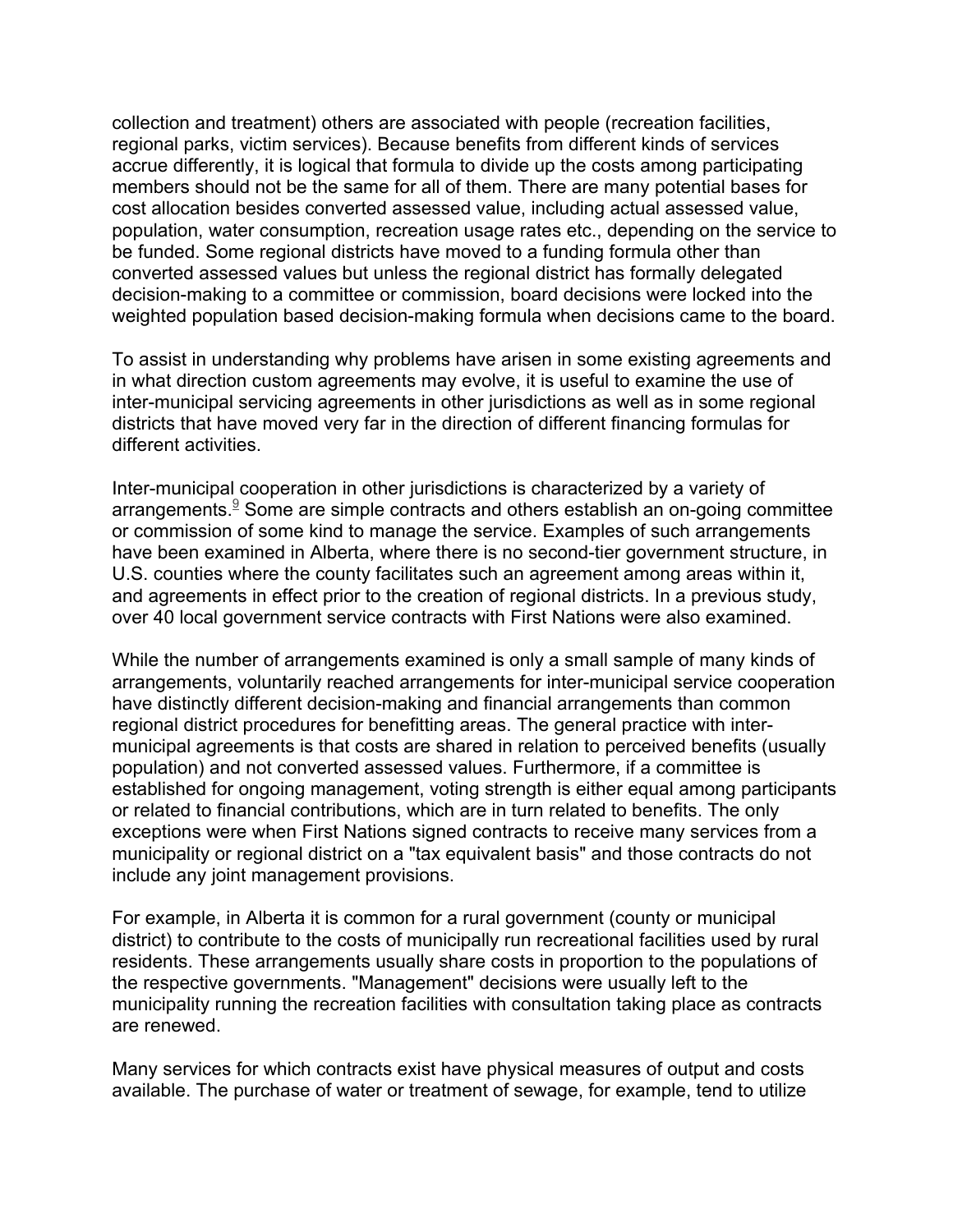collection and treatment) others are associated with people (recreation facilities, regional parks, victim services). Because benefits from different kinds of services accrue differently, it is logical that formula to divide up the costs among participating members should not be the same for all of them. There are many potential bases for cost allocation besides converted assessed value, including actual assessed value, population, water consumption, recreation usage rates etc., depending on the service to be funded. Some regional districts have moved to a funding formula other than converted assessed values but unless the regional district has formally delegated decision-making to a committee or commission, board decisions were locked into the weighted population based decision-making formula when decisions came to the board.

To assist in understanding why problems have arisen in some existing agreements and in what direction custom agreements may evolve, it is useful to examine the use of inter-municipal servicing agreements in other jurisdictions as well as in some regional districts that have moved very far in the direction of different financing formulas for different activities.

Inter-municipal cooperation in other jurisdictions is characterized by a variety of arrangements.[9] Some are simple contracts and others establish an on-going committee or commission of some kind to manage the service. Examples of such arrangements have been examined in Alberta, where there is no second-tier government structure, in U.S. counties where the county facilitates such an agreement among areas within it, and agreements in effect prior to the creation of regional districts. In a previous study, over 40 local government service contracts with First Nations were also examined.

While the number of arrangements examined is only a small sample of many kinds of arrangements, voluntarily reached arrangements for inter-municipal service cooperation have distinctly different decision-making and financial arrangements than common regional district procedures for benefitting areas. The general practice with inter-municipal agreements is that costs are shared in relation to perceived benefits (usually population) and not converted assessed values. Furthermore, if a committee is established for ongoing management, voting strength is either equal among participants or related to financial contributions, which are in turn related to benefits. The only exceptions were when First Nations signed contracts to receive many services from a municipality or regional district on a "tax equivalent basis" and those contracts do not include any joint management provisions.

For example, in Alberta it is common for a rural government (county or municipal district) to contribute to the costs of municipally run recreational facilities used by rural residents. These arrangements usually share costs in proportion to the populations of the respective governments. "Management" decisions were usually left to the municipality running the recreation facilities with consultation taking place as contracts are renewed.

Many services for which contracts exist have physical measures of output and costs available. The purchase of water or treatment of sewage, for example, tend to utilize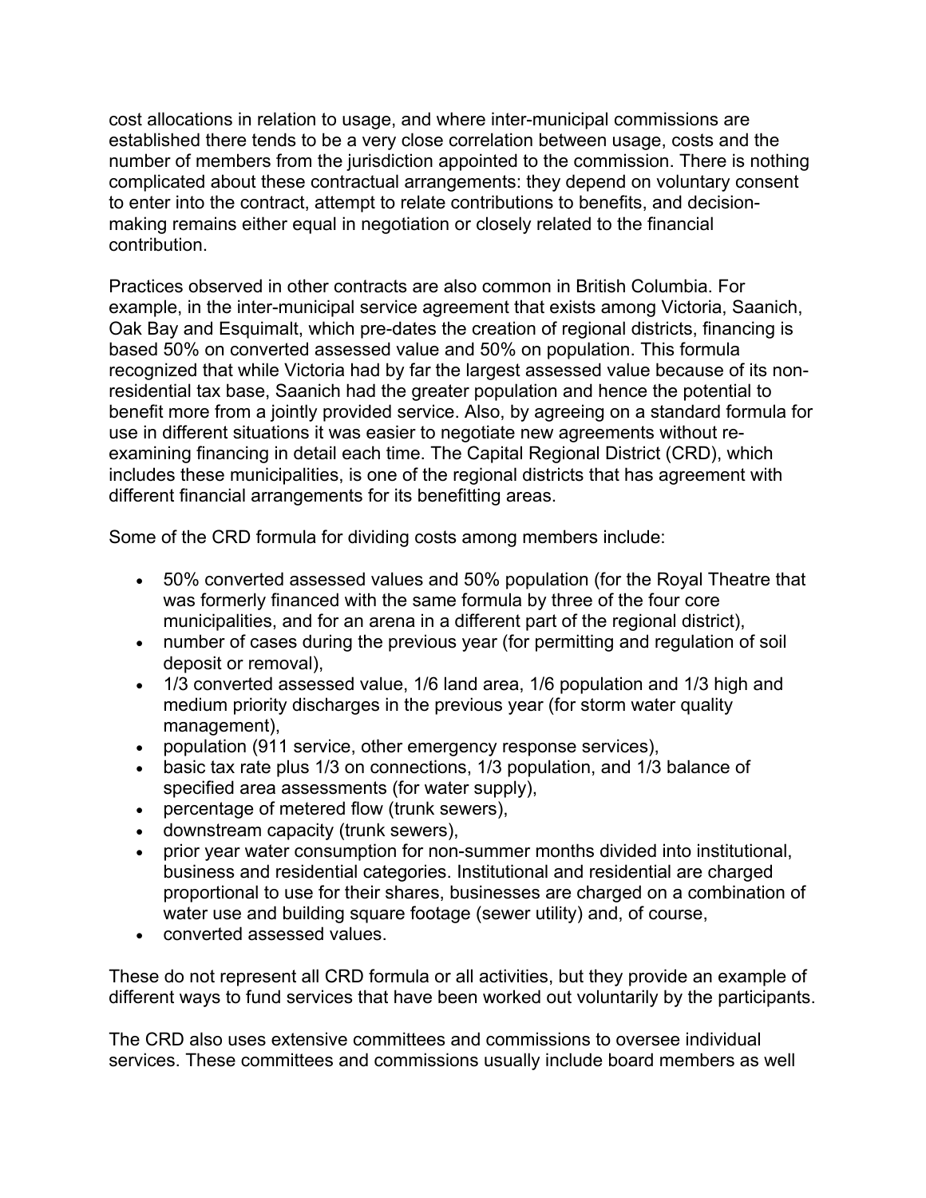cost allocations in relation to usage, and where inter-municipal commissions are established there tends to be a very close correlation between usage, costs and the number of members from the jurisdiction appointed to the commission. There is nothing complicated about these contractual arrangements: they depend on voluntary consent to enter into the contract, attempt to relate contributions to benefits, and decision-making remains either equal in negotiation or closely related to the financial contribution.

Practices observed in other contracts are also common in British Columbia. For example, in the inter-municipal service agreement that exists among Victoria, Saanich, Oak Bay and Esquimalt, which pre-dates the creation of regional districts, financing is based 50% on converted assessed value and 50% on population. This formula recognized that while Victoria had by far the largest assessed value because of its non-residential tax base, Saanich had the greater population and hence the potential to benefit more from a jointly provided service. Also, by agreeing on a standard formula for use in different situations it was easier to negotiate new agreements without re-examining financing in detail each time. The Capital Regional District (CRD), which includes these municipalities, is one of the regional districts that has agreement with different financial arrangements for its benefitting areas.

Some of the CRD formula for dividing costs among members include:

- 50% converted assessed values and 50% population (for the Royal Theatre that was formerly financed with the same formula by three of the four core municipalities, and for an arena in a different part of the regional district),
- number of cases during the previous year (for permitting and regulation of soil deposit or removal),
- 1/3 converted assessed value, 1/6 land area, 1/6 population and 1/3 high and medium priority discharges in the previous year (for storm water quality management),
- population (911 service, other emergency response services),
- basic tax rate plus 1/3 on connections, 1/3 population, and 1/3 balance of specified area assessments (for water supply),
- percentage of metered flow (trunk sewers),
- downstream capacity (trunk sewers),
- prior year water consumption for non-summer months divided into institutional, business and residential categories. Institutional and residential are charged proportional to use for their shares, businesses are charged on a combination of water use and building square footage (sewer utility) and, of course,
- converted assessed values.

These do not represent all CRD formula or all activities, but they provide an example of different ways to fund services that have been worked out voluntarily by the participants.

The CRD also uses extensive committees and commissions to oversee individual services. These committees and commissions usually include board members as well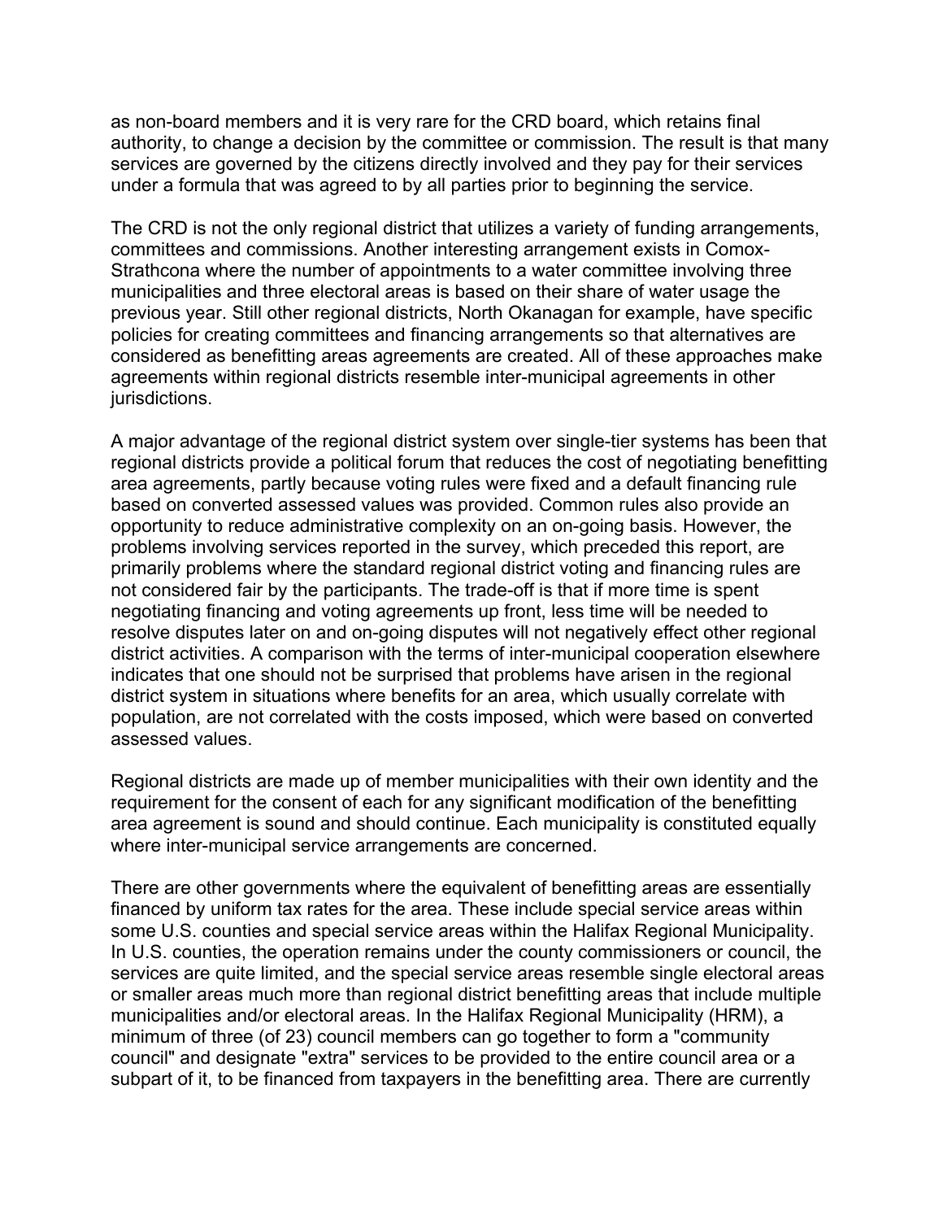as non-board members and it is very rare for the CRD board, which retains final authority, to change a decision by the committee or commission. The result is that many services are governed by the citizens directly involved and they pay for their services under a formula that was agreed to by all parties prior to beginning the service.

The CRD is not the only regional district that utilizes a variety of funding arrangements, committees and commissions. Another interesting arrangement exists in Comox-Strathcona where the number of appointments to a water committee involving three municipalities and three electoral areas is based on their share of water usage the previous year. Still other regional districts, North Okanagan for example, have specific policies for creating committees and financing arrangements so that alternatives are considered as benefitting areas agreements are created. All of these approaches make agreements within regional districts resemble inter-municipal agreements in other jurisdictions.

A major advantage of the regional district system over single-tier systems has been that regional districts provide a political forum that reduces the cost of negotiating benefitting area agreements, partly because voting rules were fixed and a default financing rule based on converted assessed values was provided. Common rules also provide an opportunity to reduce administrative complexity on an on-going basis. However, the problems involving services reported in the survey, which preceded this report, are primarily problems where the standard regional district voting and financing rules are not considered fair by the participants. The trade-off is that if more time is spent negotiating financing and voting agreements up front, less time will be needed to resolve disputes later on and on-going disputes will not negatively effect other regional district activities. A comparison with the terms of inter-municipal cooperation elsewhere indicates that one should not be surprised that problems have arisen in the regional district system in situations where benefits for an area, which usually correlate with population, are not correlated with the costs imposed, which were based on converted assessed values.

Regional districts are made up of member municipalities with their own identity and the requirement for the consent of each for any significant modification of the benefitting area agreement is sound and should continue. Each municipality is constituted equally where inter-municipal service arrangements are concerned.

There are other governments where the equivalent of benefitting areas are essentially financed by uniform tax rates for the area. These include special service areas within some U.S. counties and special service areas within the Halifax Regional Municipality. In U.S. counties, the operation remains under the county commissioners or council, the services are quite limited, and the special service areas resemble single electoral areas or smaller areas much more than regional district benefitting areas that include multiple municipalities and/or electoral areas. In the Halifax Regional Municipality (HRM), a minimum of three (of 23) council members can go together to form a "community council" and designate "extra" services to be provided to the entire council area or a subpart of it, to be financed from taxpayers in the benefitting area. There are currently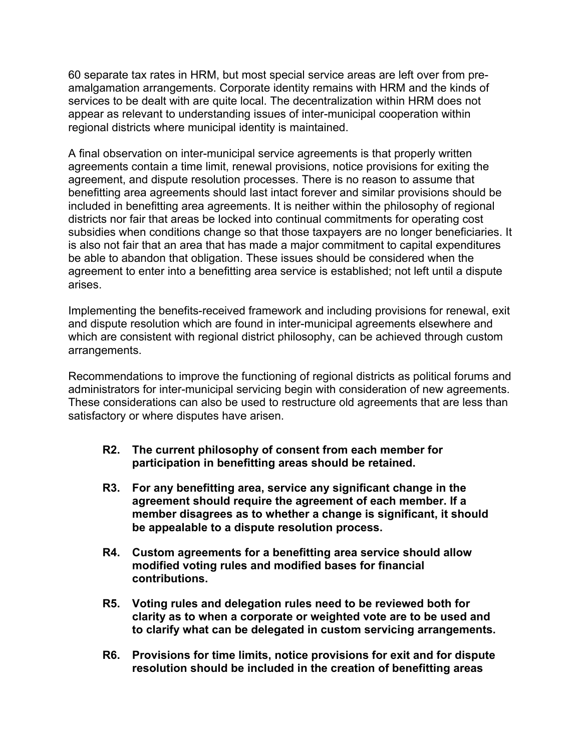60 separate tax rates in HRM, but most special service areas are left over from pre-amalgamation arrangements. Corporate identity remains with HRM and the kinds of services to be dealt with are quite local. The decentralization within HRM does not appear as relevant to understanding issues of inter-municipal cooperation within regional districts where municipal identity is maintained.

A final observation on inter-municipal service agreements is that properly written agreements contain a time limit, renewal provisions, notice provisions for exiting the agreement, and dispute resolution processes. There is no reason to assume that benefitting area agreements should last intact forever and similar provisions should be included in benefitting area agreements. It is neither within the philosophy of regional districts nor fair that areas be locked into continual commitments for operating cost subsidies when conditions change so that those taxpayers are no longer beneficiaries. It is also not fair that an area that has made a major commitment to capital expenditures be able to abandon that obligation. These issues should be considered when the agreement to enter into a benefitting area service is established; not left until a dispute arises.

Implementing the benefits-received framework and including provisions for renewal, exit and dispute resolution which are found in inter-municipal agreements elsewhere and which are consistent with regional district philosophy, can be achieved through custom arrangements.

Recommendations to improve the functioning of regional districts as political forums and administrators for inter-municipal servicing begin with consideration of new agreements. These considerations can also be used to restructure old agreements that are less than satisfactory or where disputes have arisen.

**R2. The current philosophy of consent from each member for participation in benefitting areas should be retained.**

**R3. For any benefitting area, service any significant change in the agreement should require the agreement of each member. If a member disagrees as to whether a change is significant, it should be appealable to a dispute resolution process.**

**R4. Custom agreements for a benefitting area service should allow modified voting rules and modified bases for financial contributions.**

**R5. Voting rules and delegation rules need to be reviewed both for clarity as to when a corporate or weighted vote are to be used and to clarify what can be delegated in custom servicing arrangements.**

**R6. Provisions for time limits, notice provisions for exit and for dispute resolution should be included in the creation of benefitting areas**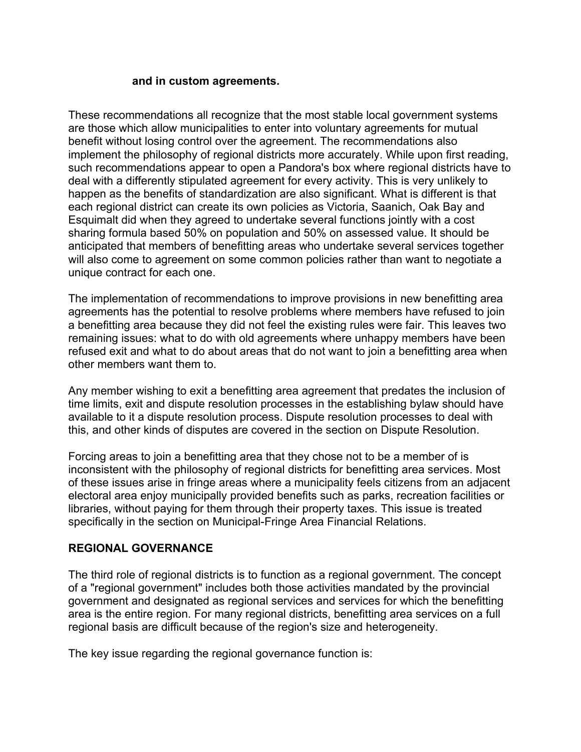**and in custom agreements.**

These recommendations all recognize that the most stable local government systems are those which allow municipalities to enter into voluntary agreements for mutual benefit without losing control over the agreement. The recommendations also implement the philosophy of regional districts more accurately. While upon first reading, such recommendations appear to open a Pandora's box where regional districts have to deal with a differently stipulated agreement for every activity. This is very unlikely to happen as the benefits of standardization are also significant. What is different is that each regional district can create its own policies as Victoria, Saanich, Oak Bay and Esquimalt did when they agreed to undertake several functions jointly with a cost sharing formula based 50% on population and 50% on assessed value. It should be anticipated that members of benefitting areas who undertake several services together will also come to agreement on some common policies rather than want to negotiate a unique contract for each one.

The implementation of recommendations to improve provisions in new benefitting area agreements has the potential to resolve problems where members have refused to join a benefitting area because they did not feel the existing rules were fair. This leaves two remaining issues: what to do with old agreements where unhappy members have been refused exit and what to do about areas that do not want to join a benefitting area when other members want them to.

Any member wishing to exit a benefitting area agreement that predates the inclusion of time limits, exit and dispute resolution processes in the establishing bylaw should have available to it a dispute resolution process. Dispute resolution processes to deal with this, and other kinds of disputes are covered in the section on Dispute Resolution.

Forcing areas to join a benefitting area that they chose not to be a member of is inconsistent with the philosophy of regional districts for benefitting area services. Most of these issues arise in fringe areas where a municipality feels citizens from an adjacent electoral area enjoy municipally provided benefits such as parks, recreation facilities or libraries, without paying for them through their property taxes. This issue is treated specifically in the section on Municipal-Fringe Area Financial Relations.

## REGIONAL GOVERNANCE

The third role of regional districts is to function as a regional government. The concept of a "regional government" includes both those activities mandated by the provincial government and designated as regional services and services for which the benefitting area is the entire region. For many regional districts, benefitting area services on a full regional basis are difficult because of the region's size and heterogeneity.

The key issue regarding the regional governance function is: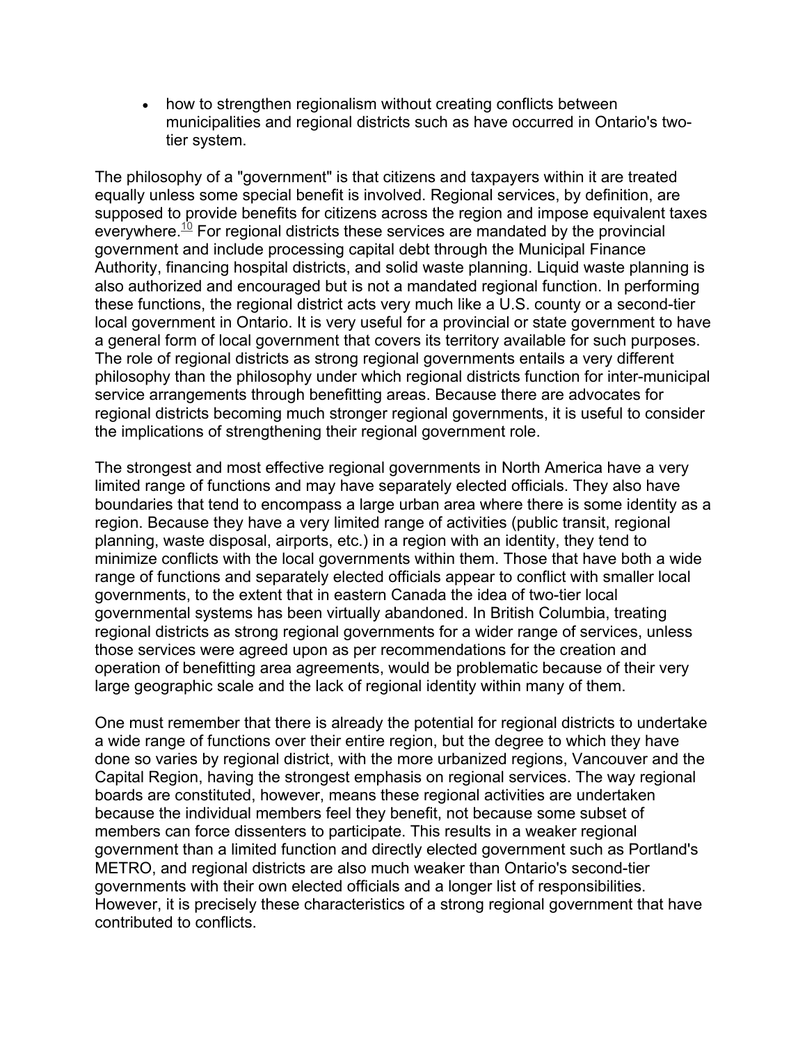- how to strengthen regionalism without creating conflicts between municipalities and regional districts such as have occurred in Ontario's two-tier system.

The philosophy of a "government" is that citizens and taxpayers within it are treated equally unless some special benefit is involved. Regional services, by definition, are supposed to provide benefits for citizens across the region and impose equivalent taxes everywhere.[10] For regional districts these services are mandated by the provincial government and include processing capital debt through the Municipal Finance Authority, financing hospital districts, and solid waste planning. Liquid waste planning is also authorized and encouraged but is not a mandated regional function. In performing these functions, the regional district acts very much like a U.S. county or a second-tier local government in Ontario. It is very useful for a provincial or state government to have a general form of local government that covers its territory available for such purposes. The role of regional districts as strong regional governments entails a very different philosophy than the philosophy under which regional districts function for inter-municipal service arrangements through benefitting areas. Because there are advocates for regional districts becoming much stronger regional governments, it is useful to consider the implications of strengthening their regional government role.

The strongest and most effective regional governments in North America have a very limited range of functions and may have separately elected officials. They also have boundaries that tend to encompass a large urban area where there is some identity as a region. Because they have a very limited range of activities (public transit, regional planning, waste disposal, airports, etc.) in a region with an identity, they tend to minimize conflicts with the local governments within them. Those that have both a wide range of functions and separately elected officials appear to conflict with smaller local governments, to the extent that in eastern Canada the idea of two-tier local governmental systems has been virtually abandoned. In British Columbia, treating regional districts as strong regional governments for a wider range of services, unless those services were agreed upon as per recommendations for the creation and operation of benefitting area agreements, would be problematic because of their very large geographic scale and the lack of regional identity within many of them.

One must remember that there is already the potential for regional districts to undertake a wide range of functions over their entire region, but the degree to which they have done so varies by regional district, with the more urbanized regions, Vancouver and the Capital Region, having the strongest emphasis on regional services. The way regional boards are constituted, however, means these regional activities are undertaken because the individual members feel they benefit, not because some subset of members can force dissenters to participate. This results in a weaker regional government than a limited function and directly elected government such as Portland's METRO, and regional districts are also much weaker than Ontario's second-tier governments with their own elected officials and a longer list of responsibilities. However, it is precisely these characteristics of a strong regional government that have contributed to conflicts.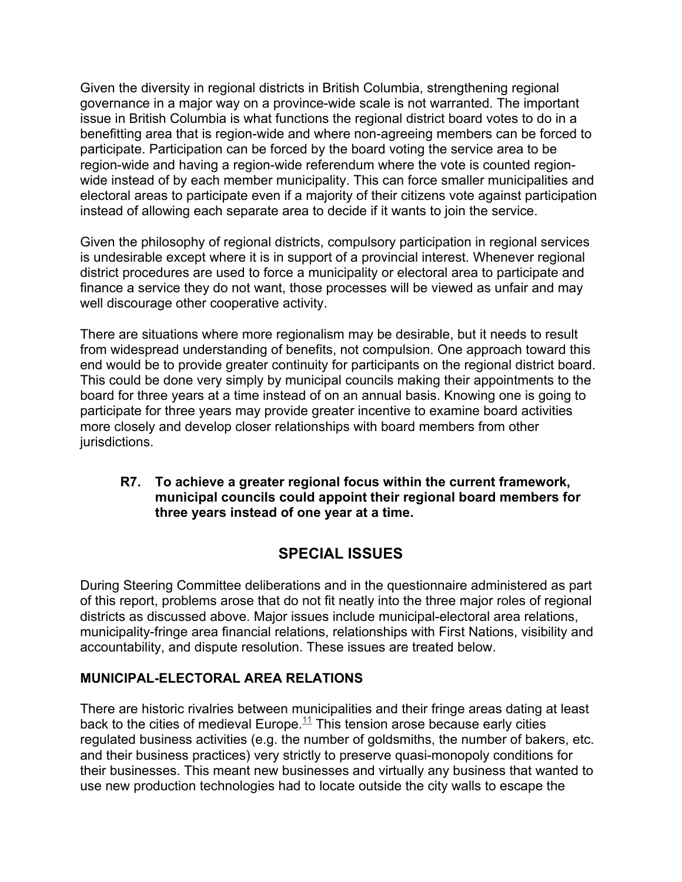Given the diversity in regional districts in British Columbia, strengthening regional governance in a major way on a province-wide scale is not warranted. The important issue in British Columbia is what functions the regional district board votes to do in a benefitting area that is region-wide and where non-agreeing members can be forced to participate. Participation can be forced by the board voting the service area to be region-wide and having a region-wide referendum where the vote is counted region-wide instead of by each member municipality. This can force smaller municipalities and electoral areas to participate even if a majority of their citizens vote against participation instead of allowing each separate area to decide if it wants to join the service.

Given the philosophy of regional districts, compulsory participation in regional services is undesirable except where it is in support of a provincial interest. Whenever regional district procedures are used to force a municipality or electoral area to participate and finance a service they do not want, those processes will be viewed as unfair and may well discourage other cooperative activity.

There are situations where more regionalism may be desirable, but it needs to result from widespread understanding of benefits, not compulsion. One approach toward this end would be to provide greater continuity for participants on the regional district board. This could be done very simply by municipal councils making their appointments to the board for three years at a time instead of on an annual basis. Knowing one is going to participate for three years may provide greater incentive to examine board activities more closely and develop closer relationships with board members from other jurisdictions.

> **R7. To achieve a greater regional focus within the current framework, municipal councils could appoint their regional board members for three years instead of one year at a time.**

## SPECIAL ISSUES

During Steering Committee deliberations and in the questionnaire administered as part of this report, problems arose that do not fit neatly into the three major roles of regional districts as discussed above. Major issues include municipal-electoral area relations, municipality-fringe area financial relations, relationships with First Nations, visibility and accountability, and dispute resolution. These issues are treated below.

### MUNICIPAL-ELECTORAL AREA RELATIONS

There are historic rivalries between municipalities and their fringe areas dating at least back to the cities of medieval Europe.[11] This tension arose because early cities regulated business activities (e.g. the number of goldsmiths, the number of bakers, etc. and their business practices) very strictly to preserve quasi-monopoly conditions for their businesses. This meant new businesses and virtually any business that wanted to use new production technologies had to locate outside the city walls to escape the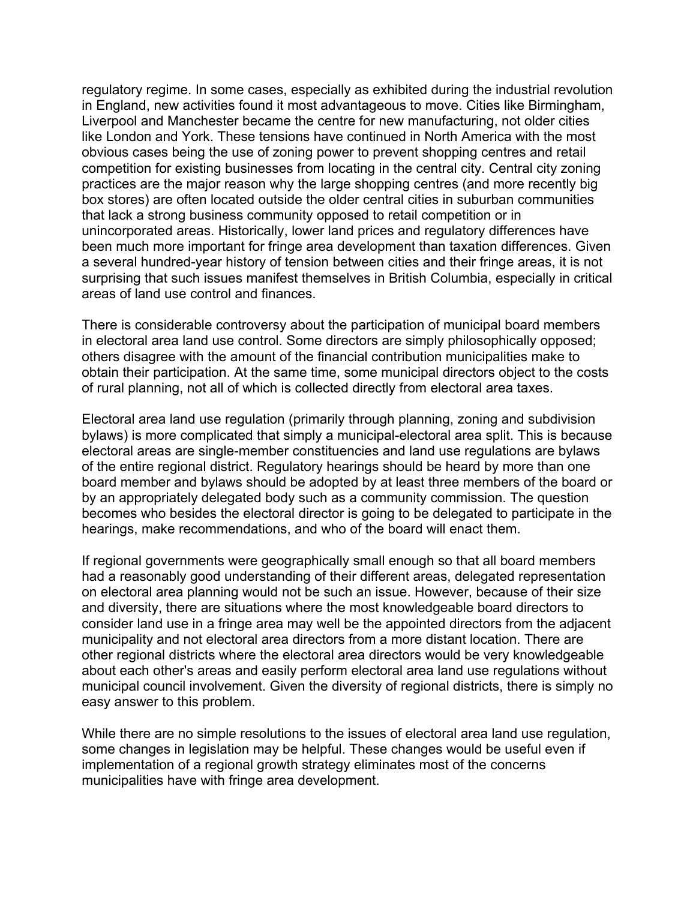regulatory regime. In some cases, especially as exhibited during the industrial revolution in England, new activities found it most advantageous to move. Cities like Birmingham, Liverpool and Manchester became the centre for new manufacturing, not older cities like London and York. These tensions have continued in North America with the most obvious cases being the use of zoning power to prevent shopping centres and retail competition for existing businesses from locating in the central city. Central city zoning practices are the major reason why the large shopping centres (and more recently big box stores) are often located outside the older central cities in suburban communities that lack a strong business community opposed to retail competition or in unincorporated areas. Historically, lower land prices and regulatory differences have been much more important for fringe area development than taxation differences. Given a several hundred-year history of tension between cities and their fringe areas, it is not surprising that such issues manifest themselves in British Columbia, especially in critical areas of land use control and finances.

There is considerable controversy about the participation of municipal board members in electoral area land use control. Some directors are simply philosophically opposed; others disagree with the amount of the financial contribution municipalities make to obtain their participation. At the same time, some municipal directors object to the costs of rural planning, not all of which is collected directly from electoral area taxes.

Electoral area land use regulation (primarily through planning, zoning and subdivision bylaws) is more complicated that simply a municipal-electoral area split. This is because electoral areas are single-member constituencies and land use regulations are bylaws of the entire regional district. Regulatory hearings should be heard by more than one board member and bylaws should be adopted by at least three members of the board or by an appropriately delegated body such as a community commission. The question becomes who besides the electoral director is going to be delegated to participate in the hearings, make recommendations, and who of the board will enact them.

If regional governments were geographically small enough so that all board members had a reasonably good understanding of their different areas, delegated representation on electoral area planning would not be such an issue. However, because of their size and diversity, there are situations where the most knowledgeable board directors to consider land use in a fringe area may well be the appointed directors from the adjacent municipality and not electoral area directors from a more distant location. There are other regional districts where the electoral area directors would be very knowledgeable about each other's areas and easily perform electoral area land use regulations without municipal council involvement. Given the diversity of regional districts, there is simply no easy answer to this problem.

While there are no simple resolutions to the issues of electoral area land use regulation, some changes in legislation may be helpful. These changes would be useful even if implementation of a regional growth strategy eliminates most of the concerns municipalities have with fringe area development.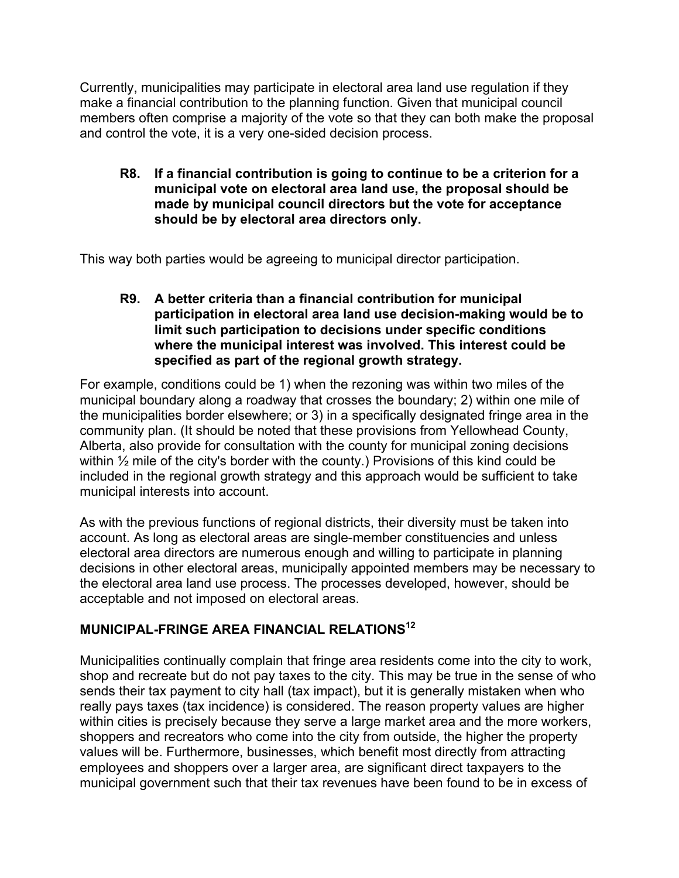Currently, municipalities may participate in electoral area land use regulation if they make a financial contribution to the planning function. Given that municipal council members often comprise a majority of the vote so that they can both make the proposal and control the vote, it is a very one-sided decision process.

> **R8. If a financial contribution is going to continue to be a criterion for a municipal vote on electoral area land use, the proposal should be made by municipal council directors but the vote for acceptance should be by electoral area directors only.**

This way both parties would be agreeing to municipal director participation.

> **R9. A better criteria than a financial contribution for municipal participation in electoral area land use decision-making would be to limit such participation to decisions under specific conditions where the municipal interest was involved. This interest could be specified as part of the regional growth strategy.**

For example, conditions could be 1) when the rezoning was within two miles of the municipal boundary along a roadway that crosses the boundary; 2) within one mile of the municipalities border elsewhere; or 3) in a specifically designated fringe area in the community plan. (It should be noted that these provisions from Yellowhead County, Alberta, also provide for consultation with the county for municipal zoning decisions within ½ mile of the city's border with the county.) Provisions of this kind could be included in the regional growth strategy and this approach would be sufficient to take municipal interests into account.

As with the previous functions of regional districts, their diversity must be taken into account. As long as electoral areas are single-member constituencies and unless electoral area directors are numerous enough and willing to participate in planning decisions in other electoral areas, municipally appointed members may be necessary to the electoral area land use process. The processes developed, however, should be acceptable and not imposed on electoral areas.

## MUNICIPAL-FRINGE AREA FINANCIAL RELATIONS[12]

Municipalities continually complain that fringe area residents come into the city to work, shop and recreate but do not pay taxes to the city. This may be true in the sense of who sends their tax payment to city hall (tax impact), but it is generally mistaken when who really pays taxes (tax incidence) is considered. The reason property values are higher within cities is precisely because they serve a large market area and the more workers, shoppers and recreators who come into the city from outside, the higher the property values will be. Furthermore, businesses, which benefit most directly from attracting employees and shoppers over a larger area, are significant direct taxpayers to the municipal government such that their tax revenues have been found to be in excess of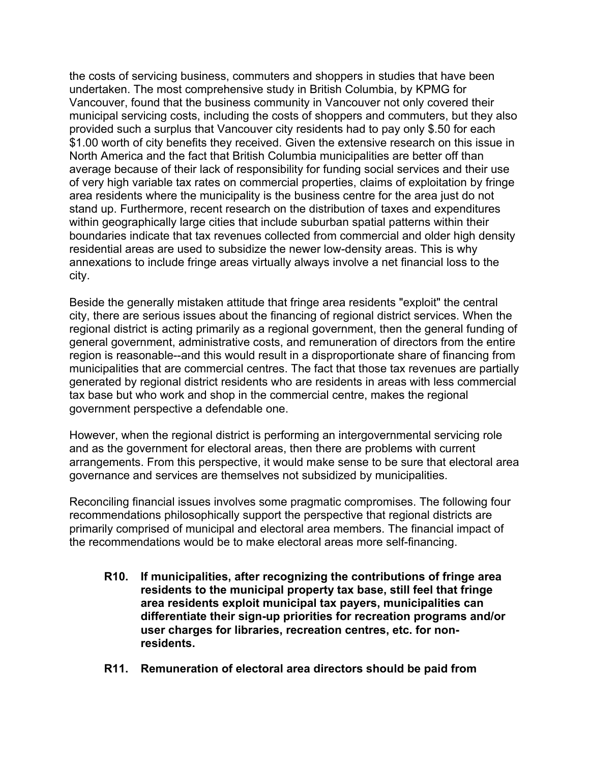the costs of servicing business, commuters and shoppers in studies that have been undertaken. The most comprehensive study in British Columbia, by KPMG for Vancouver, found that the business community in Vancouver not only covered their municipal servicing costs, including the costs of shoppers and commuters, but they also provided such a surplus that Vancouver city residents had to pay only $.50 for each $1.00 worth of city benefits they received. Given the extensive research on this issue in North America and the fact that British Columbia municipalities are better off than average because of their lack of responsibility for funding social services and their use of very high variable tax rates on commercial properties, claims of exploitation by fringe area residents where the municipality is the business centre for the area just do not stand up. Furthermore, recent research on the distribution of taxes and expenditures within geographically large cities that include suburban spatial patterns within their boundaries indicate that tax revenues collected from commercial and older high density residential areas are used to subsidize the newer low-density areas. This is why annexations to include fringe areas virtually always involve a net financial loss to the city.

Beside the generally mistaken attitude that fringe area residents "exploit" the central city, there are serious issues about the financing of regional district services. When the regional district is acting primarily as a regional government, then the general funding of general government, administrative costs, and remuneration of directors from the entire region is reasonable--and this would result in a disproportionate share of financing from municipalities that are commercial centres. The fact that those tax revenues are partially generated by regional district residents who are residents in areas with less commercial tax base but who work and shop in the commercial centre, makes the regional government perspective a defendable one.

However, when the regional district is performing an intergovernmental servicing role and as the government for electoral areas, then there are problems with current arrangements. From this perspective, it would make sense to be sure that electoral area governance and services are themselves not subsidized by municipalities.

Reconciling financial issues involves some pragmatic compromises. The following four recommendations philosophically support the perspective that regional districts are primarily comprised of municipal and electoral area members. The financial impact of the recommendations would be to make electoral areas more self-financing.

**R10. If municipalities, after recognizing the contributions of fringe area residents to the municipal property tax base, still feel that fringe area residents exploit municipal tax payers, municipalities can differentiate their sign-up priorities for recreation programs and/or user charges for libraries, recreation centres, etc. for non-residents.**

**R11. Remuneration of electoral area directors should be paid from**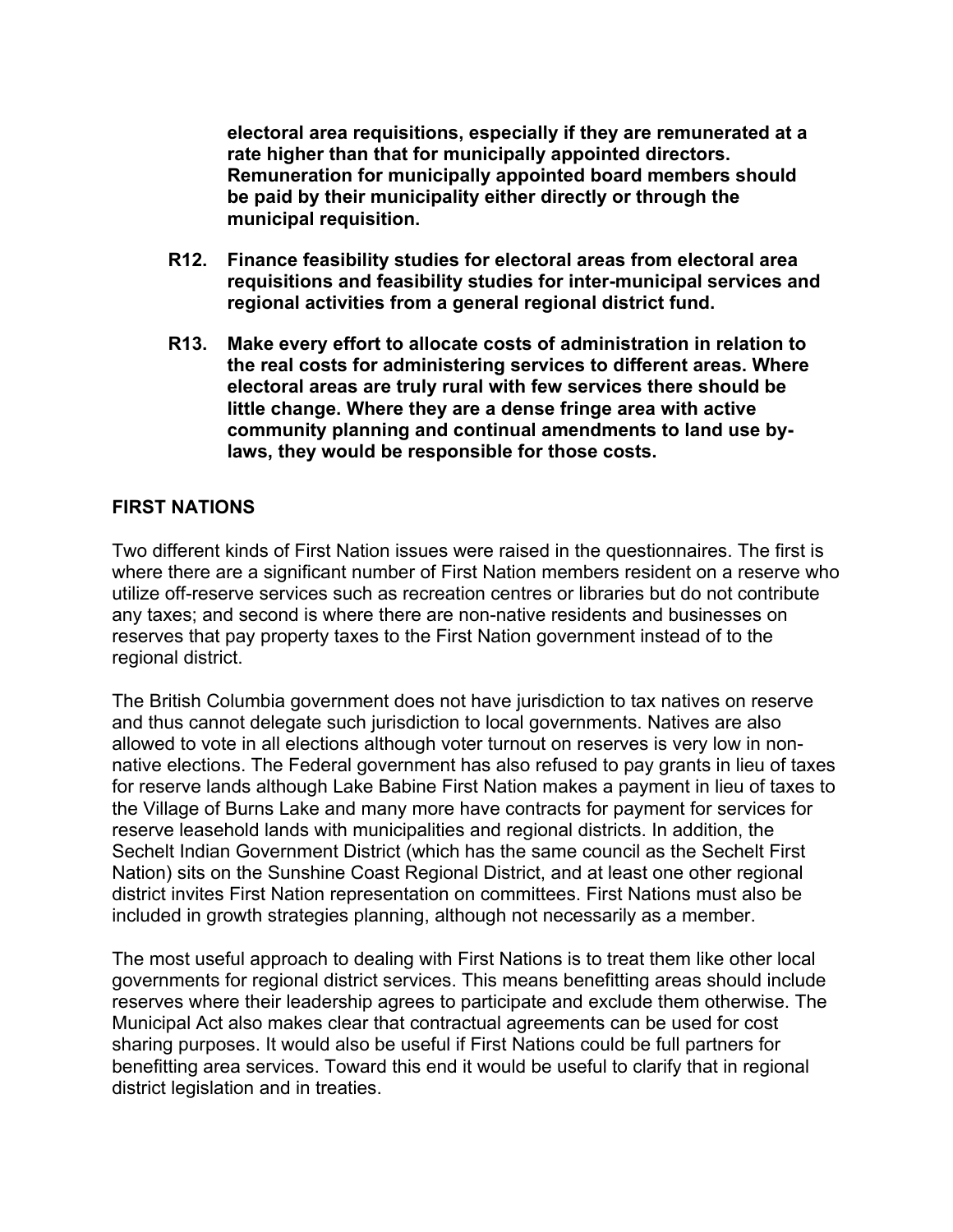**electoral area requisitions, especially if they are remunerated at a rate higher than that for municipally appointed directors. Remuneration for municipally appointed board members should be paid by their municipality either directly or through the municipal requisition.**

**R12. Finance feasibility studies for electoral areas from electoral area requisitions and feasibility studies for inter-municipal services and regional activities from a general regional district fund.**

**R13. Make every effort to allocate costs of administration in relation to the real costs for administering services to different areas. Where electoral areas are truly rural with few services there should be little change. Where they are a dense fringe area with active community planning and continual amendments to land use by-laws, they would be responsible for those costs.**

## FIRST NATIONS

Two different kinds of First Nation issues were raised in the questionnaires. The first is where there are a significant number of First Nation members resident on a reserve who utilize off-reserve services such as recreation centres or libraries but do not contribute any taxes; and second is where there are non-native residents and businesses on reserves that pay property taxes to the First Nation government instead of to the regional district.

The British Columbia government does not have jurisdiction to tax natives on reserve and thus cannot delegate such jurisdiction to local governments. Natives are also allowed to vote in all elections although voter turnout on reserves is very low in non-native elections. The Federal government has also refused to pay grants in lieu of taxes for reserve lands although Lake Babine First Nation makes a payment in lieu of taxes to the Village of Burns Lake and many more have contracts for payment for services for reserve leasehold lands with municipalities and regional districts. In addition, the Sechelt Indian Government District (which has the same council as the Sechelt First Nation) sits on the Sunshine Coast Regional District, and at least one other regional district invites First Nation representation on committees. First Nations must also be included in growth strategies planning, although not necessarily as a member.

The most useful approach to dealing with First Nations is to treat them like other local governments for regional district services. This means benefitting areas should include reserves where their leadership agrees to participate and exclude them otherwise. The Municipal Act also makes clear that contractual agreements can be used for cost sharing purposes. It would also be useful if First Nations could be full partners for benefitting area services. Toward this end it would be useful to clarify that in regional district legislation and in treaties.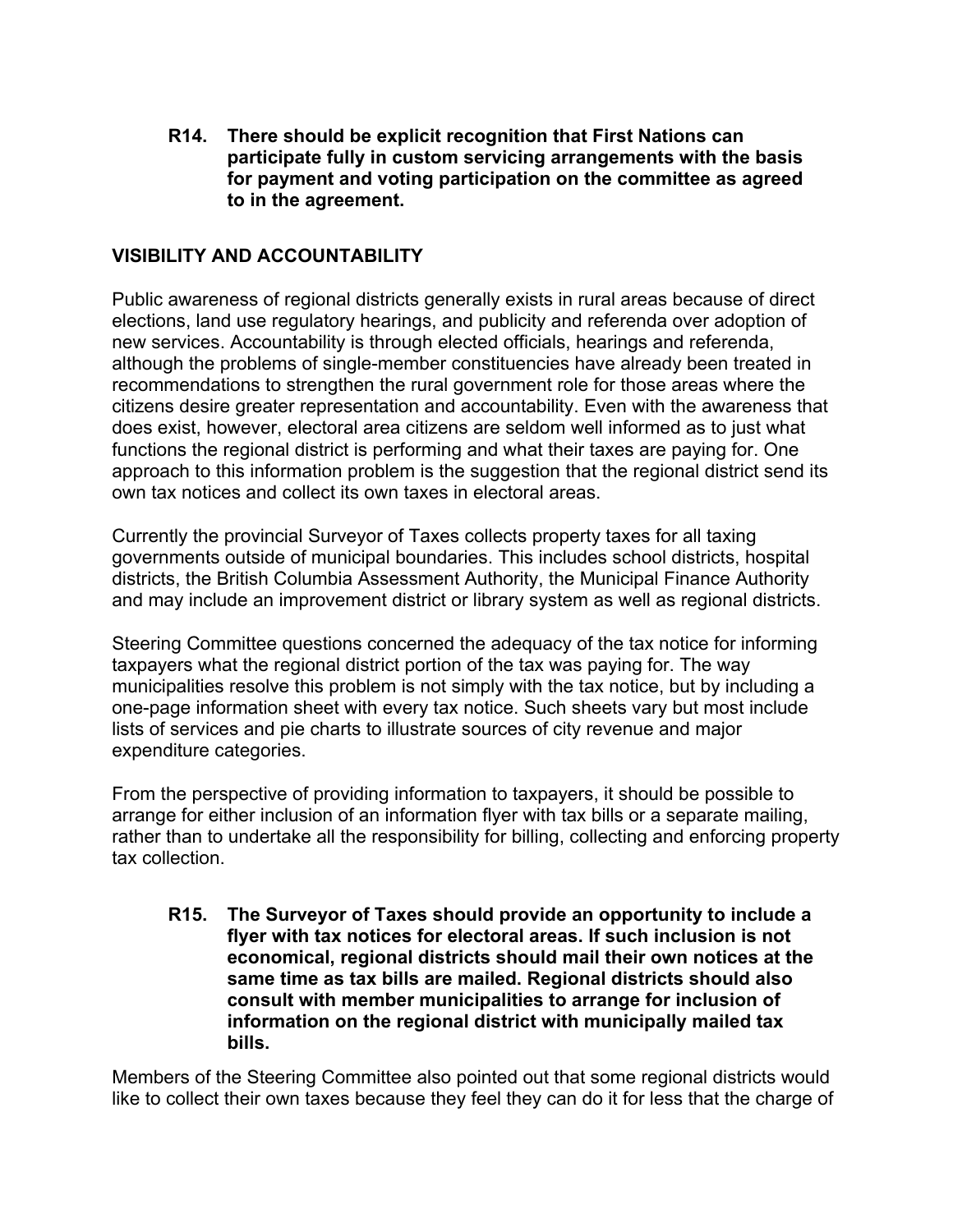**R14. There should be explicit recognition that First Nations can participate fully in custom servicing arrangements with the basis for payment and voting participation on the committee as agreed to in the agreement.**

## VISIBILITY AND ACCOUNTABILITY

Public awareness of regional districts generally exists in rural areas because of direct elections, land use regulatory hearings, and publicity and referenda over adoption of new services. Accountability is through elected officials, hearings and referenda, although the problems of single-member constituencies have already been treated in recommendations to strengthen the rural government role for those areas where the citizens desire greater representation and accountability. Even with the awareness that does exist, however, electoral area citizens are seldom well informed as to just what functions the regional district is performing and what their taxes are paying for. One approach to this information problem is the suggestion that the regional district send its own tax notices and collect its own taxes in electoral areas.

Currently the provincial Surveyor of Taxes collects property taxes for all taxing governments outside of municipal boundaries. This includes school districts, hospital districts, the British Columbia Assessment Authority, the Municipal Finance Authority and may include an improvement district or library system as well as regional districts.

Steering Committee questions concerned the adequacy of the tax notice for informing taxpayers what the regional district portion of the tax was paying for. The way municipalities resolve this problem is not simply with the tax notice, but by including a one-page information sheet with every tax notice. Such sheets vary but most include lists of services and pie charts to illustrate sources of city revenue and major expenditure categories.

From the perspective of providing information to taxpayers, it should be possible to arrange for either inclusion of an information flyer with tax bills or a separate mailing, rather than to undertake all the responsibility for billing, collecting and enforcing property tax collection.

**R15. The Surveyor of Taxes should provide an opportunity to include a flyer with tax notices for electoral areas. If such inclusion is not economical, regional districts should mail their own notices at the same time as tax bills are mailed. Regional districts should also consult with member municipalities to arrange for inclusion of information on the regional district with municipally mailed tax bills.**

Members of the Steering Committee also pointed out that some regional districts would like to collect their own taxes because they feel they can do it for less that the charge of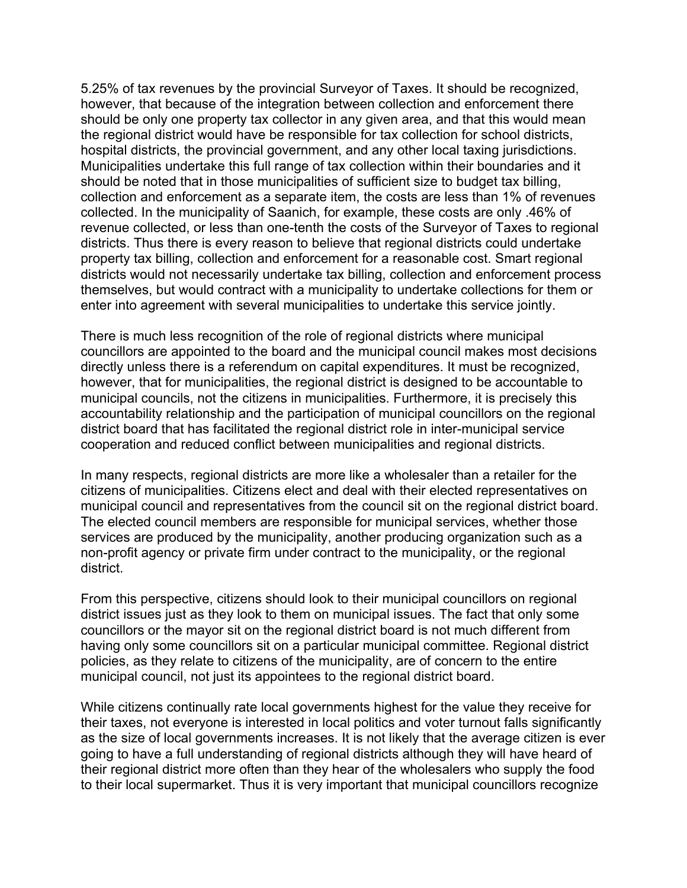5.25% of tax revenues by the provincial Surveyor of Taxes. It should be recognized, however, that because of the integration between collection and enforcement there should be only one property tax collector in any given area, and that this would mean the regional district would have be responsible for tax collection for school districts, hospital districts, the provincial government, and any other local taxing jurisdictions. Municipalities undertake this full range of tax collection within their boundaries and it should be noted that in those municipalities of sufficient size to budget tax billing, collection and enforcement as a separate item, the costs are less than 1% of revenues collected. In the municipality of Saanich, for example, these costs are only .46% of revenue collected, or less than one-tenth the costs of the Surveyor of Taxes to regional districts. Thus there is every reason to believe that regional districts could undertake property tax billing, collection and enforcement for a reasonable cost. Smart regional districts would not necessarily undertake tax billing, collection and enforcement process themselves, but would contract with a municipality to undertake collections for them or enter into agreement with several municipalities to undertake this service jointly.

There is much less recognition of the role of regional districts where municipal councillors are appointed to the board and the municipal council makes most decisions directly unless there is a referendum on capital expenditures. It must be recognized, however, that for municipalities, the regional district is designed to be accountable to municipal councils, not the citizens in municipalities. Furthermore, it is precisely this accountability relationship and the participation of municipal councillors on the regional district board that has facilitated the regional district role in inter-municipal service cooperation and reduced conflict between municipalities and regional districts.

In many respects, regional districts are more like a wholesaler than a retailer for the citizens of municipalities. Citizens elect and deal with their elected representatives on municipal council and representatives from the council sit on the regional district board. The elected council members are responsible for municipal services, whether those services are produced by the municipality, another producing organization such as a non-profit agency or private firm under contract to the municipality, or the regional district.

From this perspective, citizens should look to their municipal councillors on regional district issues just as they look to them on municipal issues. The fact that only some councillors or the mayor sit on the regional district board is not much different from having only some councillors sit on a particular municipal committee. Regional district policies, as they relate to citizens of the municipality, are of concern to the entire municipal council, not just its appointees to the regional district board.

While citizens continually rate local governments highest for the value they receive for their taxes, not everyone is interested in local politics and voter turnout falls significantly as the size of local governments increases. It is not likely that the average citizen is ever going to have a full understanding of regional districts although they will have heard of their regional district more often than they hear of the wholesalers who supply the food to their local supermarket. Thus it is very important that municipal councillors recognize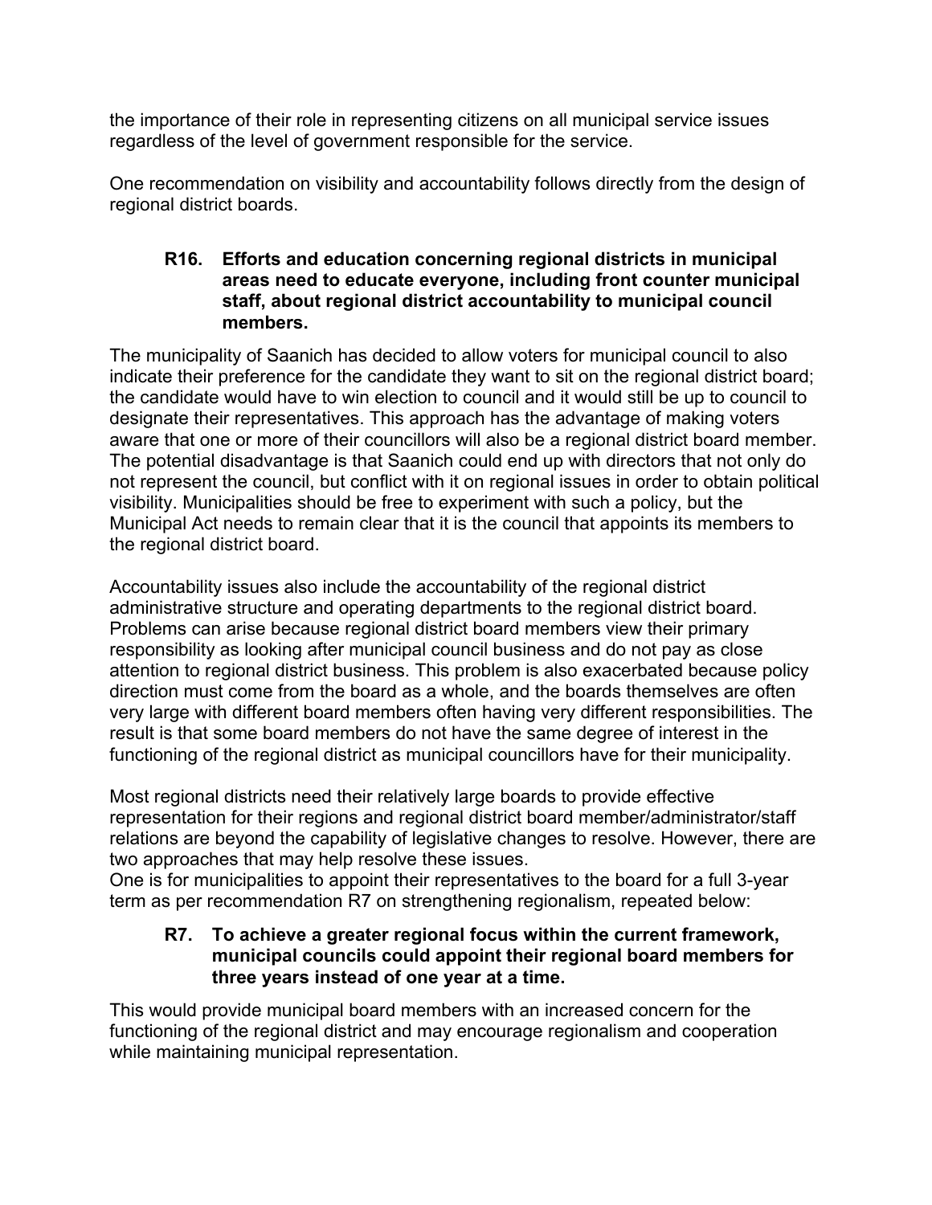the importance of their role in representing citizens on all municipal service issues regardless of the level of government responsible for the service.

One recommendation on visibility and accountability follows directly from the design of regional district boards.

> **R16. Efforts and education concerning regional districts in municipal areas need to educate everyone, including front counter municipal staff, about regional district accountability to municipal council members.**

The municipality of Saanich has decided to allow voters for municipal council to also indicate their preference for the candidate they want to sit on the regional district board; the candidate would have to win election to council and it would still be up to council to designate their representatives. This approach has the advantage of making voters aware that one or more of their councillors will also be a regional district board member. The potential disadvantage is that Saanich could end up with directors that not only do not represent the council, but conflict with it on regional issues in order to obtain political visibility. Municipalities should be free to experiment with such a policy, but the Municipal Act needs to remain clear that it is the council that appoints its members to the regional district board.

Accountability issues also include the accountability of the regional district administrative structure and operating departments to the regional district board. Problems can arise because regional district board members view their primary responsibility as looking after municipal council business and do not pay as close attention to regional district business. This problem is also exacerbated because policy direction must come from the board as a whole, and the boards themselves are often very large with different board members often having very different responsibilities. The result is that some board members do not have the same degree of interest in the functioning of the regional district as municipal councillors have for their municipality.

Most regional districts need their relatively large boards to provide effective representation for their regions and regional district board member/administrator/staff relations are beyond the capability of legislative changes to resolve. However, there are two approaches that may help resolve these issues.
One is for municipalities to appoint their representatives to the board for a full 3-year term as per recommendation R7 on strengthening regionalism, repeated below:

> **R7. To achieve a greater regional focus within the current framework, municipal councils could appoint their regional board members for three years instead of one year at a time.**

This would provide municipal board members with an increased concern for the functioning of the regional district and may encourage regionalism and cooperation while maintaining municipal representation.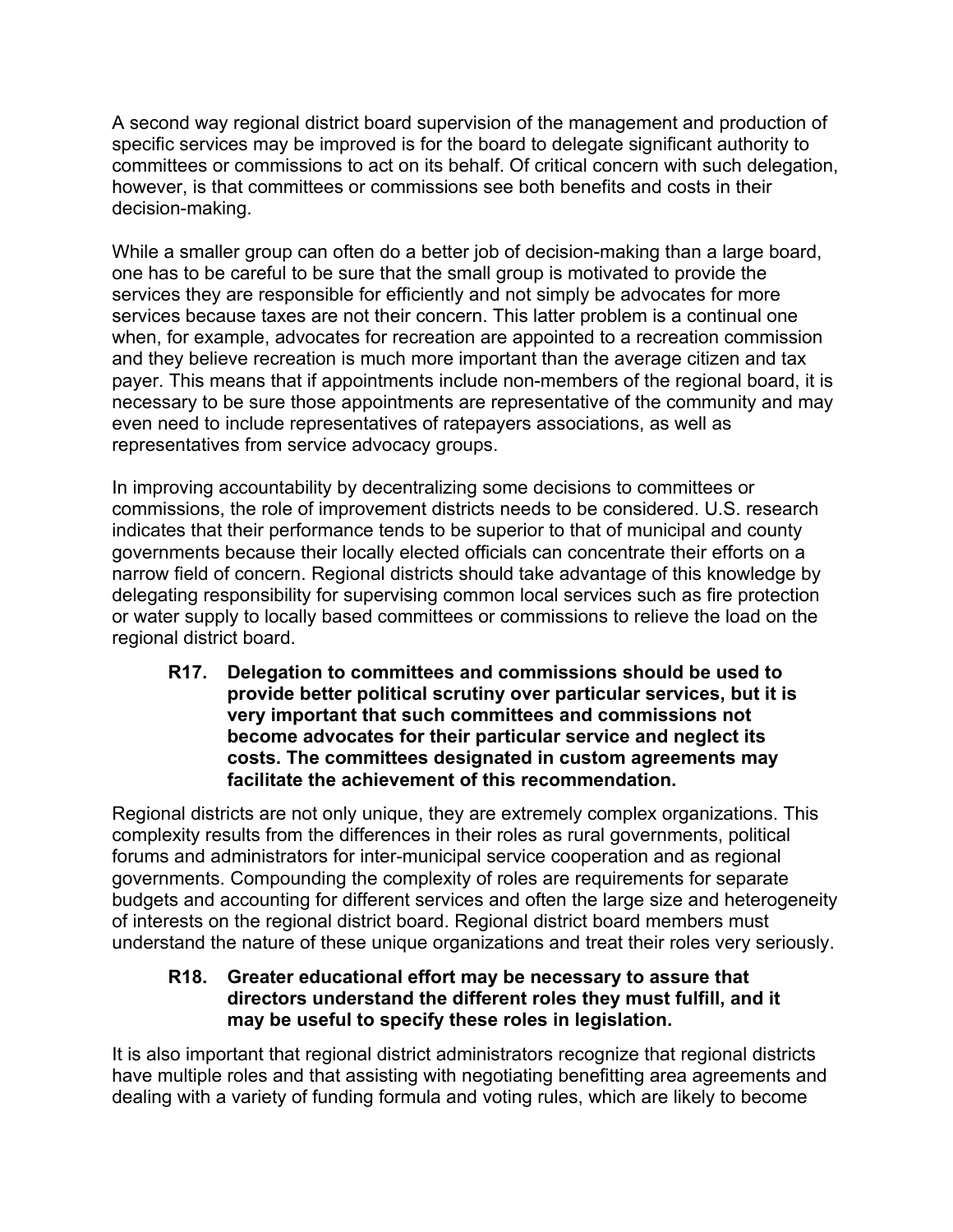A second way regional district board supervision of the management and production of specific services may be improved is for the board to delegate significant authority to committees or commissions to act on its behalf. Of critical concern with such delegation, however, is that committees or commissions see both benefits and costs in their decision-making.

While a smaller group can often do a better job of decision-making than a large board, one has to be careful to be sure that the small group is motivated to provide the services they are responsible for efficiently and not simply be advocates for more services because taxes are not their concern. This latter problem is a continual one when, for example, advocates for recreation are appointed to a recreation commission and they believe recreation is much more important than the average citizen and tax payer. This means that if appointments include non-members of the regional board, it is necessary to be sure those appointments are representative of the community and may even need to include representatives of ratepayers associations, as well as representatives from service advocacy groups.

In improving accountability by decentralizing some decisions to committees or commissions, the role of improvement districts needs to be considered. U.S. research indicates that their performance tends to be superior to that of municipal and county governments because their locally elected officials can concentrate their efforts on a narrow field of concern. Regional districts should take advantage of this knowledge by delegating responsibility for supervising common local services such as fire protection or water supply to locally based committees or commissions to relieve the load on the regional district board.

> **R17. Delegation to committees and commissions should be used to provide better political scrutiny over particular services, but it is very important that such committees and commissions not become advocates for their particular service and neglect its costs. The committees designated in custom agreements may facilitate the achievement of this recommendation.**

Regional districts are not only unique, they are extremely complex organizations. This complexity results from the differences in their roles as rural governments, political forums and administrators for inter-municipal service cooperation and as regional governments. Compounding the complexity of roles are requirements for separate budgets and accounting for different services and often the large size and heterogeneity of interests on the regional district board. Regional district board members must understand the nature of these unique organizations and treat their roles very seriously.

> **R18. Greater educational effort may be necessary to assure that directors understand the different roles they must fulfill, and it may be useful to specify these roles in legislation.**

It is also important that regional district administrators recognize that regional districts have multiple roles and that assisting with negotiating benefitting area agreements and dealing with a variety of funding formula and voting rules, which are likely to become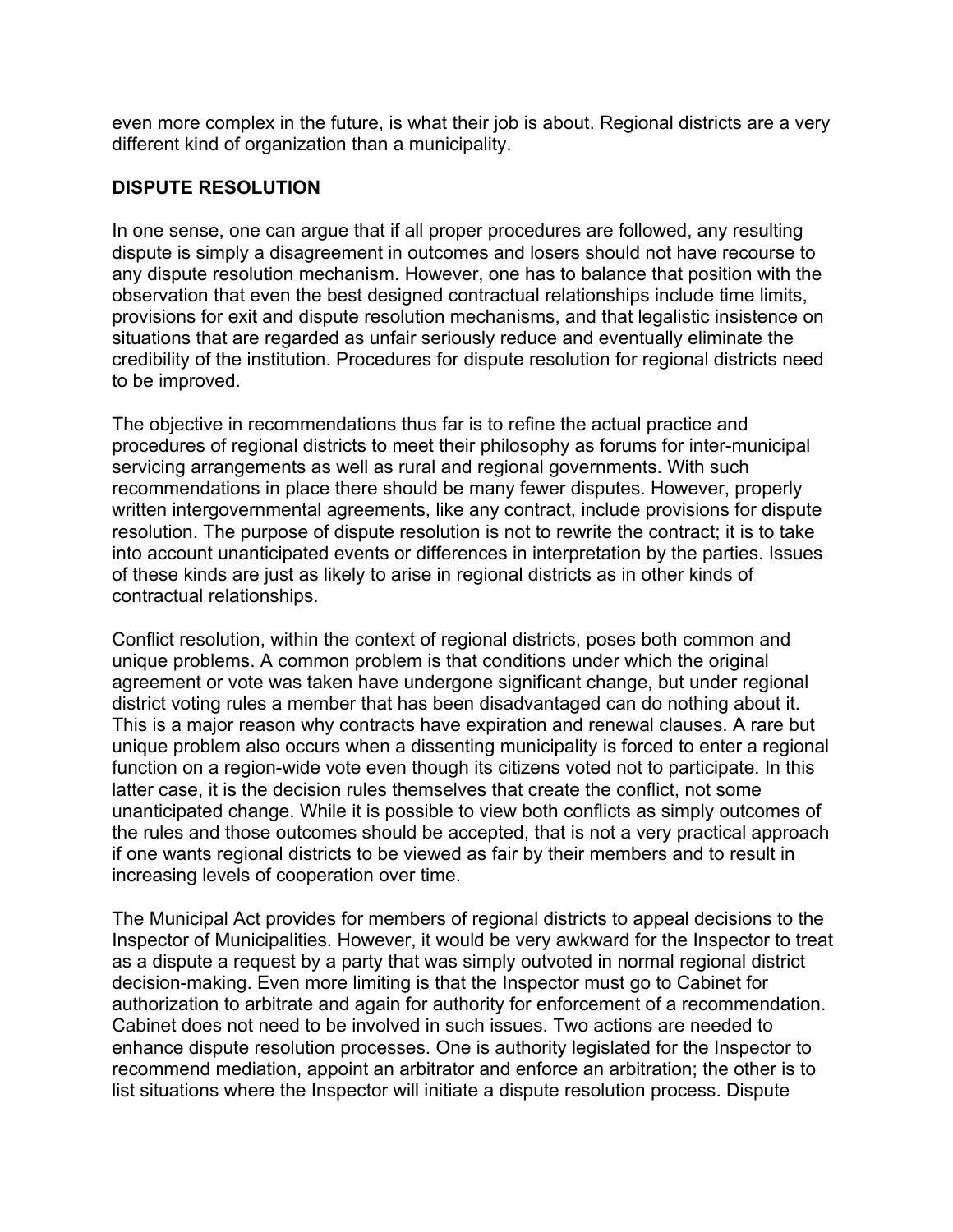even more complex in the future, is what their job is about. Regional districts are a very different kind of organization than a municipality.

## DISPUTE RESOLUTION

In one sense, one can argue that if all proper procedures are followed, any resulting dispute is simply a disagreement in outcomes and losers should not have recourse to any dispute resolution mechanism. However, one has to balance that position with the observation that even the best designed contractual relationships include time limits, provisions for exit and dispute resolution mechanisms, and that legalistic insistence on situations that are regarded as unfair seriously reduce and eventually eliminate the credibility of the institution. Procedures for dispute resolution for regional districts need to be improved.

The objective in recommendations thus far is to refine the actual practice and procedures of regional districts to meet their philosophy as forums for inter-municipal servicing arrangements as well as rural and regional governments. With such recommendations in place there should be many fewer disputes. However, properly written intergovernmental agreements, like any contract, include provisions for dispute resolution. The purpose of dispute resolution is not to rewrite the contract; it is to take into account unanticipated events or differences in interpretation by the parties. Issues of these kinds are just as likely to arise in regional districts as in other kinds of contractual relationships.

Conflict resolution, within the context of regional districts, poses both common and unique problems. A common problem is that conditions under which the original agreement or vote was taken have undergone significant change, but under regional district voting rules a member that has been disadvantaged can do nothing about it. This is a major reason why contracts have expiration and renewal clauses. A rare but unique problem also occurs when a dissenting municipality is forced to enter a regional function on a region-wide vote even though its citizens voted not to participate. In this latter case, it is the decision rules themselves that create the conflict, not some unanticipated change. While it is possible to view both conflicts as simply outcomes of the rules and those outcomes should be accepted, that is not a very practical approach if one wants regional districts to be viewed as fair by their members and to result in increasing levels of cooperation over time.

The Municipal Act provides for members of regional districts to appeal decisions to the Inspector of Municipalities. However, it would be very awkward for the Inspector to treat as a dispute a request by a party that was simply outvoted in normal regional district decision-making. Even more limiting is that the Inspector must go to Cabinet for authorization to arbitrate and again for authority for enforcement of a recommendation. Cabinet does not need to be involved in such issues. Two actions are needed to enhance dispute resolution processes. One is authority legislated for the Inspector to recommend mediation, appoint an arbitrator and enforce an arbitration; the other is to list situations where the Inspector will initiate a dispute resolution process. Dispute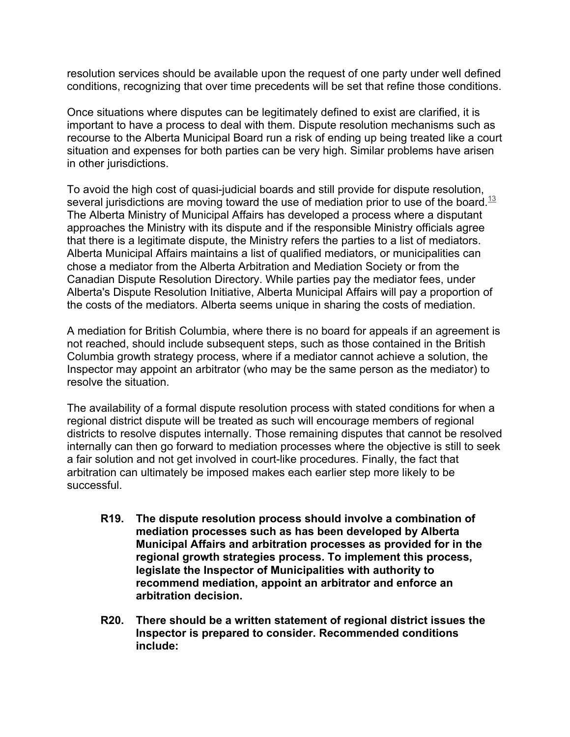resolution services should be available upon the request of one party under well defined conditions, recognizing that over time precedents will be set that refine those conditions.

Once situations where disputes can be legitimately defined to exist are clarified, it is important to have a process to deal with them. Dispute resolution mechanisms such as recourse to the Alberta Municipal Board run a risk of ending up being treated like a court situation and expenses for both parties can be very high. Similar problems have arisen in other jurisdictions.

To avoid the high cost of quasi-judicial boards and still provide for dispute resolution, several jurisdictions are moving toward the use of mediation prior to use of the board.[13] The Alberta Ministry of Municipal Affairs has developed a process where a disputant approaches the Ministry with its dispute and if the responsible Ministry officials agree that there is a legitimate dispute, the Ministry refers the parties to a list of mediators. Alberta Municipal Affairs maintains a list of qualified mediators, or municipalities can chose a mediator from the Alberta Arbitration and Mediation Society or from the Canadian Dispute Resolution Directory. While parties pay the mediator fees, under Alberta's Dispute Resolution Initiative, Alberta Municipal Affairs will pay a proportion of the costs of the mediators. Alberta seems unique in sharing the costs of mediation.

A mediation for British Columbia, where there is no board for appeals if an agreement is not reached, should include subsequent steps, such as those contained in the British Columbia growth strategy process, where if a mediator cannot achieve a solution, the Inspector may appoint an arbitrator (who may be the same person as the mediator) to resolve the situation.

The availability of a formal dispute resolution process with stated conditions for when a regional district dispute will be treated as such will encourage members of regional districts to resolve disputes internally. Those remaining disputes that cannot be resolved internally can then go forward to mediation processes where the objective is still to seek a fair solution and not get involved in court-like procedures. Finally, the fact that arbitration can ultimately be imposed makes each earlier step more likely to be successful.

**R19. The dispute resolution process should involve a combination of mediation processes such as has been developed by Alberta Municipal Affairs and arbitration processes as provided for in the regional growth strategies process. To implement this process, legislate the Inspector of Municipalities with authority to recommend mediation, appoint an arbitrator and enforce an arbitration decision.**

**R20. There should be a written statement of regional district issues the Inspector is prepared to consider. Recommended conditions include:**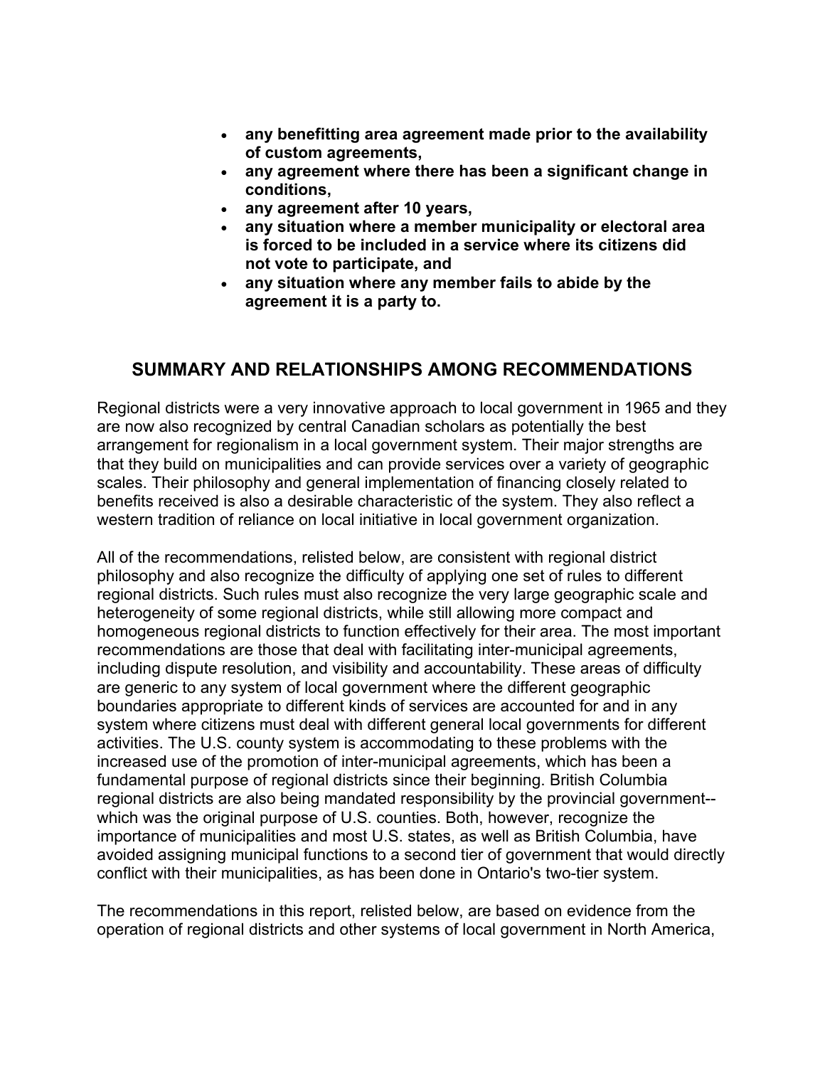- **any benefitting area agreement made prior to the availability of custom agreements,**
- **any agreement where there has been a significant change in conditions,**
- **any agreement after 10 years,**
- **any situation where a member municipality or electoral area is forced to be included in a service where its citizens did not vote to participate, and**
- **any situation where any member fails to abide by the agreement it is a party to.**

## SUMMARY AND RELATIONSHIPS AMONG RECOMMENDATIONS

Regional districts were a very innovative approach to local government in 1965 and they are now also recognized by central Canadian scholars as potentially the best arrangement for regionalism in a local government system. Their major strengths are that they build on municipalities and can provide services over a variety of geographic scales. Their philosophy and general implementation of financing closely related to benefits received is also a desirable characteristic of the system. They also reflect a western tradition of reliance on local initiative in local government organization.

All of the recommendations, relisted below, are consistent with regional district philosophy and also recognize the difficulty of applying one set of rules to different regional districts. Such rules must also recognize the very large geographic scale and heterogeneity of some regional districts, while still allowing more compact and homogeneous regional districts to function effectively for their area. The most important recommendations are those that deal with facilitating inter-municipal agreements, including dispute resolution, and visibility and accountability. These areas of difficulty are generic to any system of local government where the different geographic boundaries appropriate to different kinds of services are accounted for and in any system where citizens must deal with different general local governments for different activities. The U.S. county system is accommodating to these problems with the increased use of the promotion of inter-municipal agreements, which has been a fundamental purpose of regional districts since their beginning. British Columbia regional districts are also being mandated responsibility by the provincial government--which was the original purpose of U.S. counties. Both, however, recognize the importance of municipalities and most U.S. states, as well as British Columbia, have avoided assigning municipal functions to a second tier of government that would directly conflict with their municipalities, as has been done in Ontario's two-tier system.

The recommendations in this report, relisted below, are based on evidence from the operation of regional districts and other systems of local government in North America,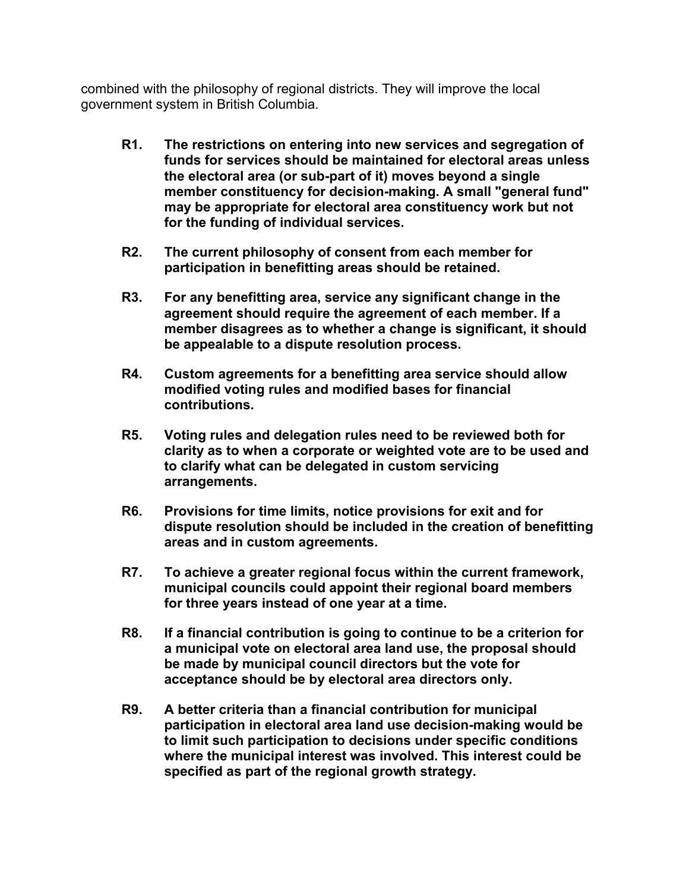combined with the philosophy of regional districts. They will improve the local government system in British Columbia.

**R1.** **The restrictions on entering into new services and segregation of funds for services should be maintained for electoral areas unless the electoral area (or sub-part of it) moves beyond a single member constituency for decision-making. A small "general fund" may be appropriate for electoral area constituency work but not for the funding of individual services.**

**R2.** **The current philosophy of consent from each member for participation in benefitting areas should be retained.**

**R3.** **For any benefitting area, service any significant change in the agreement should require the agreement of each member. If a member disagrees as to whether a change is significant, it should be appealable to a dispute resolution process.**

**R4.** **Custom agreements for a benefitting area service should allow modified voting rules and modified bases for financial contributions.**

**R5.** **Voting rules and delegation rules need to be reviewed both for clarity as to when a corporate or weighted vote are to be used and to clarify what can be delegated in custom servicing arrangements.**

**R6.** **Provisions for time limits, notice provisions for exit and for dispute resolution should be included in the creation of benefitting areas and in custom agreements.**

**R7.** **To achieve a greater regional focus within the current framework, municipal councils could appoint their regional board members for three years instead of one year at a time.**

**R8.** **If a financial contribution is going to continue to be a criterion for a municipal vote on electoral area land use, the proposal should be made by municipal council directors but the vote for acceptance should be by electoral area directors only.**

**R9.** **A better criteria than a financial contribution for municipal participation in electoral area land use decision-making would be to limit such participation to decisions under specific conditions where the municipal interest was involved. This interest could be specified as part of the regional growth strategy.**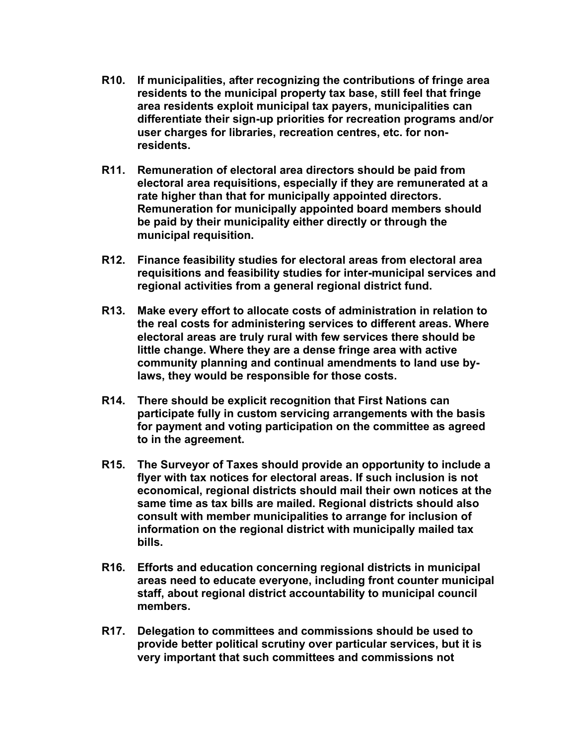**R10. If municipalities, after recognizing the contributions of fringe area residents to the municipal property tax base, still feel that fringe area residents exploit municipal tax payers, municipalities can differentiate their sign-up priorities for recreation programs and/or user charges for libraries, recreation centres, etc. for non-residents.**

**R11. Remuneration of electoral area directors should be paid from electoral area requisitions, especially if they are remunerated at a rate higher than that for municipally appointed directors. Remuneration for municipally appointed board members should be paid by their municipality either directly or through the municipal requisition.**

**R12. Finance feasibility studies for electoral areas from electoral area requisitions and feasibility studies for inter-municipal services and regional activities from a general regional district fund.**

**R13. Make every effort to allocate costs of administration in relation to the real costs for administering services to different areas. Where electoral areas are truly rural with few services there should be little change. Where they are a dense fringe area with active community planning and continual amendments to land use by-laws, they would be responsible for those costs.**

**R14. There should be explicit recognition that First Nations can participate fully in custom servicing arrangements with the basis for payment and voting participation on the committee as agreed to in the agreement.**

**R15. The Surveyor of Taxes should provide an opportunity to include a flyer with tax notices for electoral areas. If such inclusion is not economical, regional districts should mail their own notices at the same time as tax bills are mailed. Regional districts should also consult with member municipalities to arrange for inclusion of information on the regional district with municipally mailed tax bills.**

**R16. Efforts and education concerning regional districts in municipal areas need to educate everyone, including front counter municipal staff, about regional district accountability to municipal council members.**

**R17. Delegation to committees and commissions should be used to provide better political scrutiny over particular services, but it is very important that such committees and commissions not**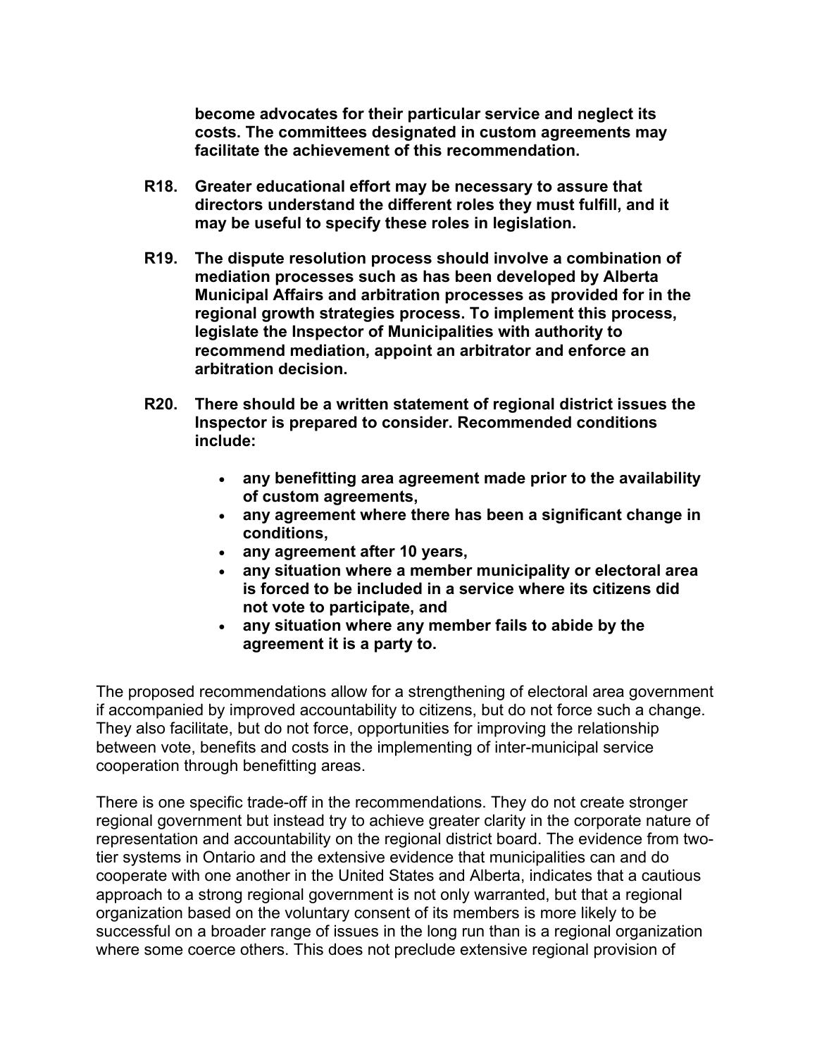**become advocates for their particular service and neglect its costs. The committees designated in custom agreements may facilitate the achievement of this recommendation.**

**R18. Greater educational effort may be necessary to assure that directors understand the different roles they must fulfill, and it may be useful to specify these roles in legislation.**

**R19. The dispute resolution process should involve a combination of mediation processes such as has been developed by Alberta Municipal Affairs and arbitration processes as provided for in the regional growth strategies process. To implement this process, legislate the Inspector of Municipalities with authority to recommend mediation, appoint an arbitrator and enforce an arbitration decision.**

**R20. There should be a written statement of regional district issues the Inspector is prepared to consider. Recommended conditions include:**

- **any benefitting area agreement made prior to the availability of custom agreements,**
- **any agreement where there has been a significant change in conditions,**
- **any agreement after 10 years,**
- **any situation where a member municipality or electoral area is forced to be included in a service where its citizens did not vote to participate, and**
- **any situation where any member fails to abide by the agreement it is a party to.**

The proposed recommendations allow for a strengthening of electoral area government if accompanied by improved accountability to citizens, but do not force such a change. They also facilitate, but do not force, opportunities for improving the relationship between vote, benefits and costs in the implementing of inter-municipal service cooperation through benefitting areas.

There is one specific trade-off in the recommendations. They do not create stronger regional government but instead try to achieve greater clarity in the corporate nature of representation and accountability on the regional district board. The evidence from two-tier systems in Ontario and the extensive evidence that municipalities can and do cooperate with one another in the United States and Alberta, indicates that a cautious approach to a strong regional government is not only warranted, but that a regional organization based on the voluntary consent of its members is more likely to be successful on a broader range of issues in the long run than is a regional organization where some coerce others. This does not preclude extensive regional provision of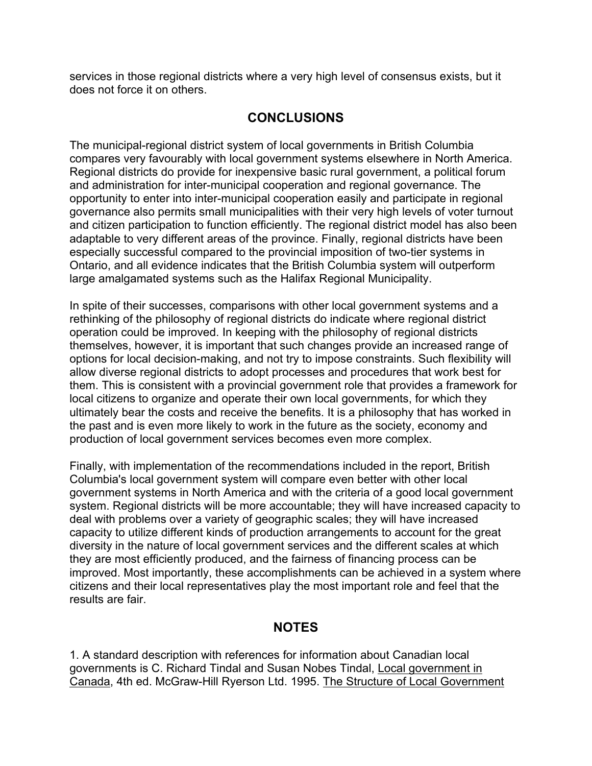services in those regional districts where a very high level of consensus exists, but it does not force it on others.

## CONCLUSIONS

The municipal-regional district system of local governments in British Columbia compares very favourably with local government systems elsewhere in North America. Regional districts do provide for inexpensive basic rural government, a political forum and administration for inter-municipal cooperation and regional governance. The opportunity to enter into inter-municipal cooperation easily and participate in regional governance also permits small municipalities with their very high levels of voter turnout and citizen participation to function efficiently. The regional district model has also been adaptable to very different areas of the province. Finally, regional districts have been especially successful compared to the provincial imposition of two-tier systems in Ontario, and all evidence indicates that the British Columbia system will outperform large amalgamated systems such as the Halifax Regional Municipality.

In spite of their successes, comparisons with other local government systems and a rethinking of the philosophy of regional districts do indicate where regional district operation could be improved. In keeping with the philosophy of regional districts themselves, however, it is important that such changes provide an increased range of options for local decision-making, and not try to impose constraints. Such flexibility will allow diverse regional districts to adopt processes and procedures that work best for them. This is consistent with a provincial government role that provides a framework for local citizens to organize and operate their own local governments, for which they ultimately bear the costs and receive the benefits. It is a philosophy that has worked in the past and is even more likely to work in the future as the society, economy and production of local government services becomes even more complex.

Finally, with implementation of the recommendations included in the report, British Columbia's local government system will compare even better with other local government systems in North America and with the criteria of a good local government system. Regional districts will be more accountable; they will have increased capacity to deal with problems over a variety of geographic scales; they will have increased capacity to utilize different kinds of production arrangements to account for the great diversity in the nature of local government services and the different scales at which they are most efficiently produced, and the fairness of financing process can be improved. Most importantly, these accomplishments can be achieved in a system where citizens and their local representatives play the most important role and feel that the results are fair.

## NOTES

1. A standard description with references for information about Canadian local governments is C. Richard Tindal and Susan Nobes Tindal, Local government in Canada, 4th ed. McGraw-Hill Ryerson Ltd. 1995. The Structure of Local Government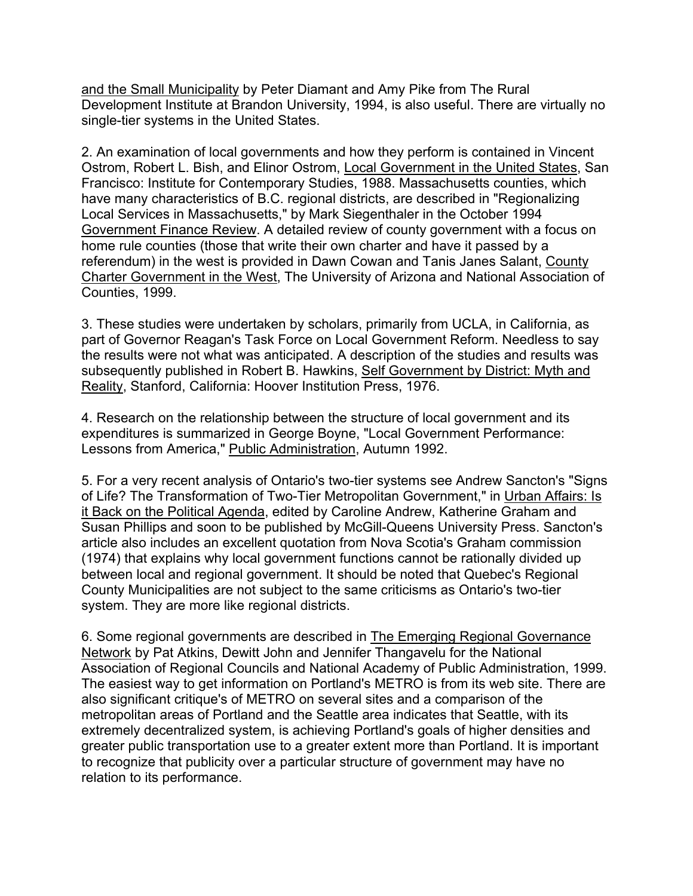and the Small Municipality by Peter Diamant and Amy Pike from The Rural Development Institute at Brandon University, 1994, is also useful. There are virtually no single-tier systems in the United States.

2. An examination of local governments and how they perform is contained in Vincent Ostrom, Robert L. Bish, and Elinor Ostrom, Local Government in the United States, San Francisco: Institute for Contemporary Studies, 1988. Massachusetts counties, which have many characteristics of B.C. regional districts, are described in "Regionalizing Local Services in Massachusetts," by Mark Siegenthaler in the October 1994 Government Finance Review. A detailed review of county government with a focus on home rule counties (those that write their own charter and have it passed by a referendum) in the west is provided in Dawn Cowan and Tanis Janes Salant, County Charter Government in the West, The University of Arizona and National Association of Counties, 1999.

3. These studies were undertaken by scholars, primarily from UCLA, in California, as part of Governor Reagan's Task Force on Local Government Reform. Needless to say the results were not what was anticipated. A description of the studies and results was subsequently published in Robert B. Hawkins, Self Government by District: Myth and Reality, Stanford, California: Hoover Institution Press, 1976.

4. Research on the relationship between the structure of local government and its expenditures is summarized in George Boyne, "Local Government Performance: Lessons from America," Public Administration, Autumn 1992.

5. For a very recent analysis of Ontario's two-tier systems see Andrew Sancton's "Signs of Life? The Transformation of Two-Tier Metropolitan Government," in Urban Affairs: Is it Back on the Political Agenda, edited by Caroline Andrew, Katherine Graham and Susan Phillips and soon to be published by McGill-Queens University Press. Sancton's article also includes an excellent quotation from Nova Scotia's Graham commission (1974) that explains why local government functions cannot be rationally divided up between local and regional government. It should be noted that Quebec's Regional County Municipalities are not subject to the same criticisms as Ontario's two-tier system. They are more like regional districts.

6. Some regional governments are described in The Emerging Regional Governance Network by Pat Atkins, Dewitt John and Jennifer Thangavelu for the National Association of Regional Councils and National Academy of Public Administration, 1999. The easiest way to get information on Portland's METRO is from its web site. There are also significant critique's of METRO on several sites and a comparison of the metropolitan areas of Portland and the Seattle area indicates that Seattle, with its extremely decentralized system, is achieving Portland's goals of higher densities and greater public transportation use to a greater extent more than Portland. It is important to recognize that publicity over a particular structure of government may have no relation to its performance.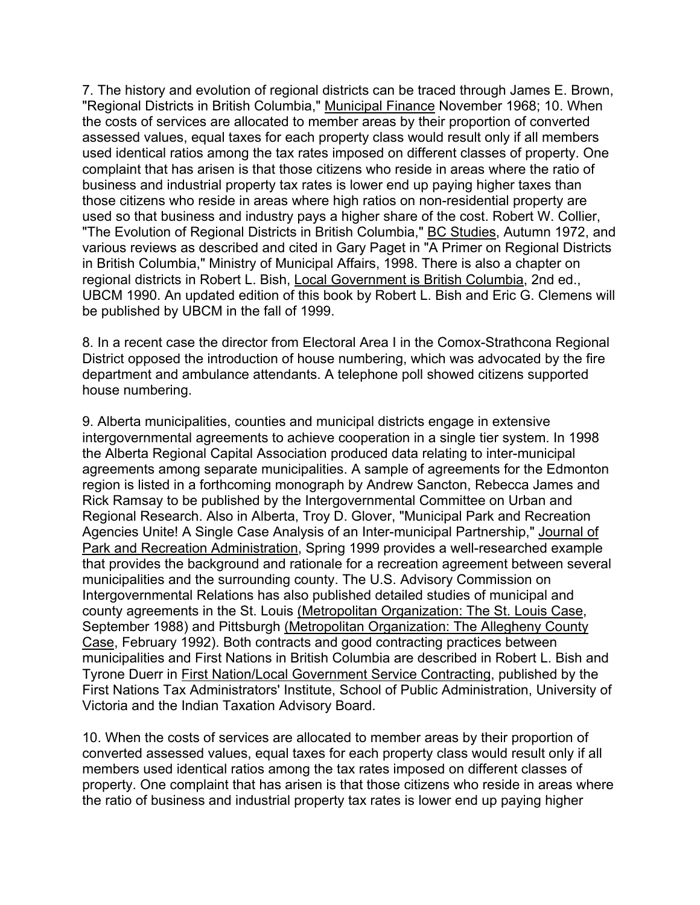7. The history and evolution of regional districts can be traced through James E. Brown, "Regional Districts in British Columbia," Municipal Finance November 1968; 10. When the costs of services are allocated to member areas by their proportion of converted assessed values, equal taxes for each property class would result only if all members used identical ratios among the tax rates imposed on different classes of property. One complaint that has arisen is that those citizens who reside in areas where the ratio of business and industrial property tax rates is lower end up paying higher taxes than those citizens who reside in areas where high ratios on non-residential property are used so that business and industry pays a higher share of the cost. Robert W. Collier, "The Evolution of Regional Districts in British Columbia," BC Studies, Autumn 1972, and various reviews as described and cited in Gary Paget in "A Primer on Regional Districts in British Columbia," Ministry of Municipal Affairs, 1998. There is also a chapter on regional districts in Robert L. Bish, Local Government is British Columbia, 2nd ed., UBCM 1990. An updated edition of this book by Robert L. Bish and Eric G. Clemens will be published by UBCM in the fall of 1999.

8. In a recent case the director from Electoral Area I in the Comox-Strathcona Regional District opposed the introduction of house numbering, which was advocated by the fire department and ambulance attendants. A telephone poll showed citizens supported house numbering.

9. Alberta municipalities, counties and municipal districts engage in extensive intergovernmental agreements to achieve cooperation in a single tier system. In 1998 the Alberta Regional Capital Association produced data relating to inter-municipal agreements among separate municipalities. A sample of agreements for the Edmonton region is listed in a forthcoming monograph by Andrew Sancton, Rebecca James and Rick Ramsay to be published by the Intergovernmental Committee on Urban and Regional Research. Also in Alberta, Troy D. Glover, "Municipal Park and Recreation Agencies Unite! A Single Case Analysis of an Inter-municipal Partnership," Journal of Park and Recreation Administration, Spring 1999 provides a well-researched example that provides the background and rationale for a recreation agreement between several municipalities and the surrounding county. The U.S. Advisory Commission on Intergovernmental Relations has also published detailed studies of municipal and county agreements in the St. Louis (Metropolitan Organization: The St. Louis Case, September 1988) and Pittsburgh (Metropolitan Organization: The Allegheny County Case, February 1992). Both contracts and good contracting practices between municipalities and First Nations in British Columbia are described in Robert L. Bish and Tyrone Duerr in First Nation/Local Government Service Contracting, published by the First Nations Tax Administrators' Institute, School of Public Administration, University of Victoria and the Indian Taxation Advisory Board.

10. When the costs of services are allocated to member areas by their proportion of converted assessed values, equal taxes for each property class would result only if all members used identical ratios among the tax rates imposed on different classes of property. One complaint that has arisen is that those citizens who reside in areas where the ratio of business and industrial property tax rates is lower end up paying higher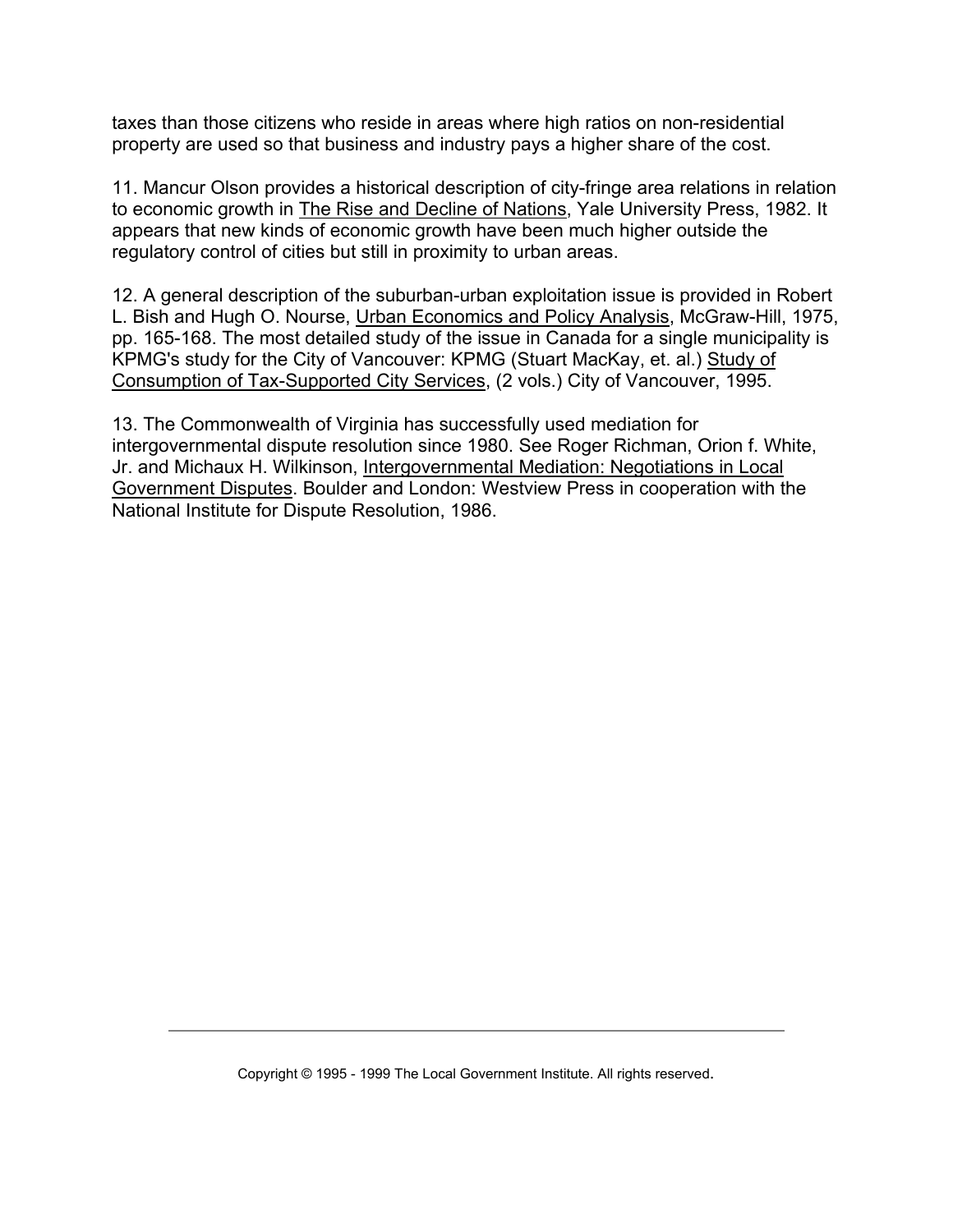taxes than those citizens who reside in areas where high ratios on non-residential property are used so that business and industry pays a higher share of the cost.

11. Mancur Olson provides a historical description of city-fringe area relations in relation to economic growth in The Rise and Decline of Nations, Yale University Press, 1982. It appears that new kinds of economic growth have been much higher outside the regulatory control of cities but still in proximity to urban areas.

12. A general description of the suburban-urban exploitation issue is provided in Robert L. Bish and Hugh O. Nourse, Urban Economics and Policy Analysis, McGraw-Hill, 1975, pp. 165-168. The most detailed study of the issue in Canada for a single municipality is KPMG's study for the City of Vancouver: KPMG (Stuart MacKay, et. al.) Study of Consumption of Tax-Supported City Services, (2 vols.) City of Vancouver, 1995.

13. The Commonwealth of Virginia has successfully used mediation for intergovernmental dispute resolution since 1980. See Roger Richman, Orion f. White, Jr. and Michaux H. Wilkinson, Intergovernmental Mediation: Negotiations in Local Government Disputes. Boulder and London: Westview Press in cooperation with the National Institute for Dispute Resolution, 1986.

---

Copyright © 1995 - 1999 The Local Government Institute. All rights reserved.